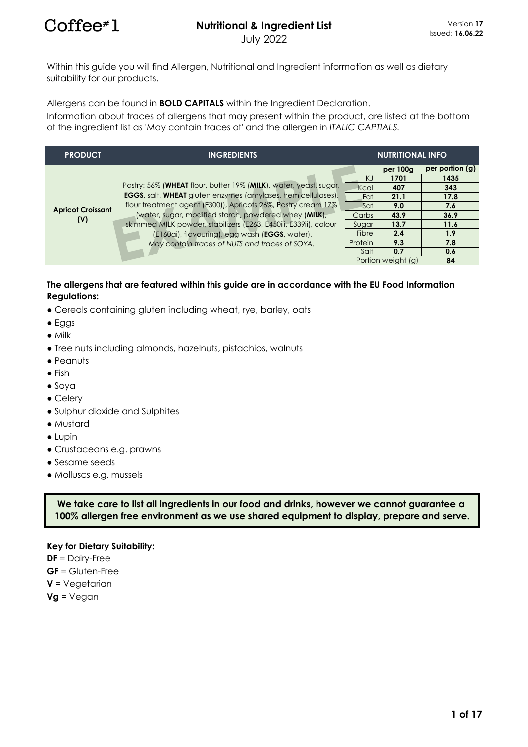Coffee#1

# Nutritional & Ingredient List

July 2022

Version **17**
Issued: **16.06.22**

Within this guide you will find Allergen, Nutritional and Ingredient information as well as dietary suitability for our products.

Allergens can be found in **BOLD CAPITALS** within the Ingredient Declaration.
Information about traces of allergens that may present within the product, are listed at the bottom of the ingredient list as 'May contain traces of' and the allergen in *ITALIC CAPTIALS*.

| PRODUCT | INGREDIENTS | NUTRITIONAL INFO | | |
|---|---|---|---|---|
| | | | **per 100g** | **per portion (g)** |
| **Apricot Croissant (V)** | Pastry: 56% (**WHEAT** flour, butter 19% (**MILK**), water, yeast, sugar, **EGGS**, salt, **WHEAT** gluten enzymes (amylases, hemicellulases), flour treatment agent (E300)), Apricots 26%, Pastry cream 17% (water, sugar, modified starch, powdered whey (**MILK**), skimmed MILK powder, stabilizers (E263, E450iii, E339ii), colour (E160ai), flavouring), egg wash (**EGGS**, water). *May contain traces of NUTS and traces of SOYA.* | KJ | **1701** | **1435** |
| | | Kcal | **407** | **343** |
| | | Fat | **21.1** | **17.8** |
| | | Sat | **9.0** | **7.6** |
| | | Carbs | **43.9** | **36.9** |
| | | Sugar | **13.7** | **11.6** |
| | | Fibre | **2.4** | **1.9** |
| | | Protein | **9.3** | **7.8** |
| | | Salt | **0.7** | **0.6** |
| | | Portion weight (g) | | **84** |

EXAMPLE

**The allergens that are featured within this guide are in accordance with the EU Food Information Regulations:**

- Cereals containing gluten including wheat, rye, barley, oats
- Eggs
- Milk
- Tree nuts including almonds, hazelnuts, pistachios, walnuts
- Peanuts
- Fish
- Soya
- Celery
- Sulphur dioxide and Sulphites
- Mustard
- Lupin
- Crustaceans e.g. prawns
- Sesame seeds
- Molluscs e.g. mussels

**We take care to list all ingredients in our food and drinks, however we cannot guarantee a 100% allergen free environment as we use shared equipment to display, prepare and serve.**

**Key for Dietary Suitability:**

**DF** = Dairy-Free
**GF** = Gluten-Free
**V** = Vegetarian
**Vg** = Vegan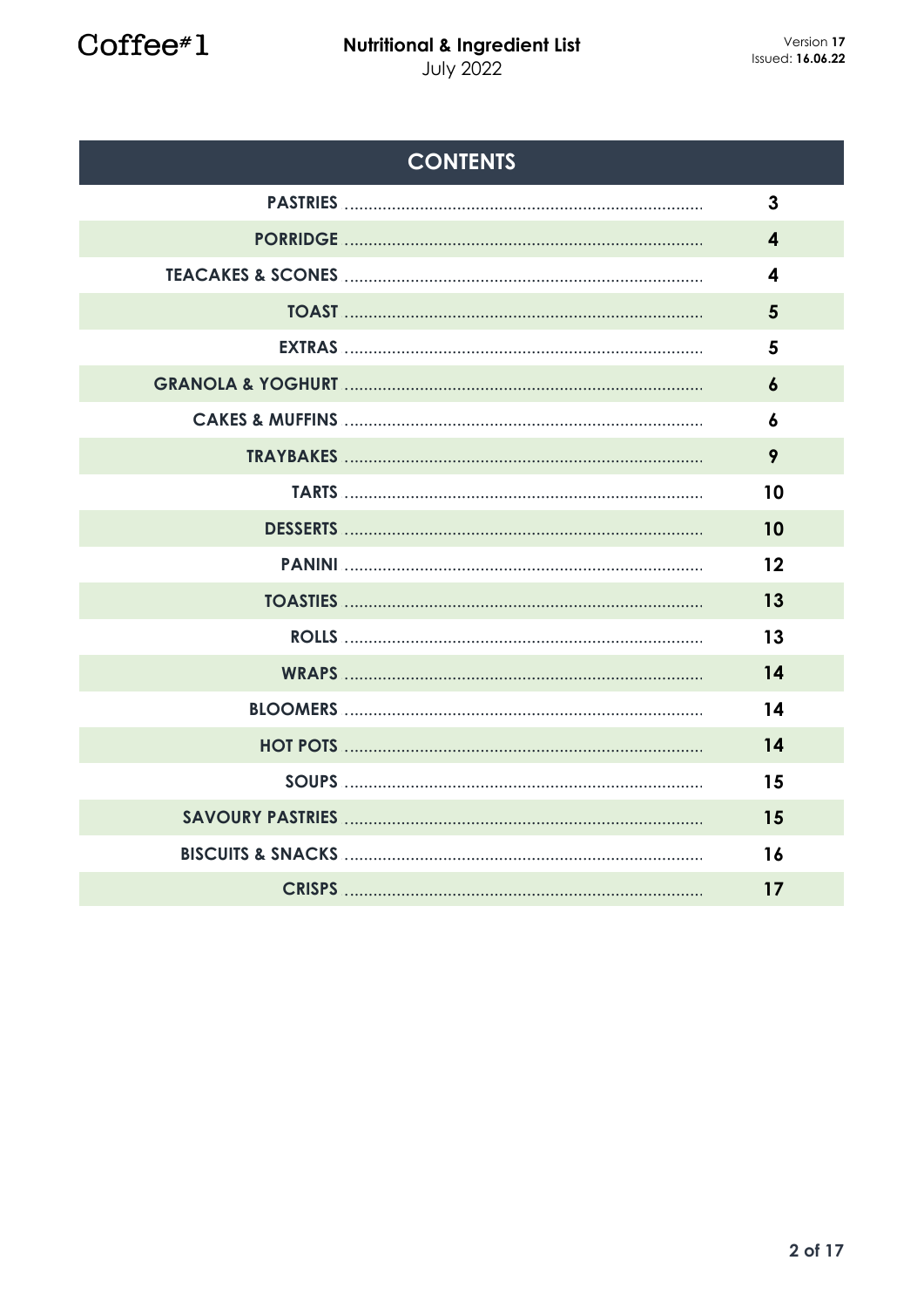# CONTENTS

| Section | Page |
|---|---|
| PASTRIES | 3 |
| PORRIDGE | 4 |
| TEACAKES & SCONES | 4 |
| TOAST | 5 |
| EXTRAS | 5 |
| GRANOLA & YOGHURT | 6 |
| CAKES & MUFFINS | 6 |
| TRAYBAKES | 9 |
| TARTS | 10 |
| DESSERTS | 10 |
| PANINI | 12 |
| TOASTIES | 13 |
| ROLLS | 13 |
| WRAPS | 14 |
| BLOOMERS | 14 |
| HOT POTS | 14 |
| SOUPS | 15 |
| SAVOURY PASTRIES | 15 |
| BISCUITS & SNACKS | 16 |
| CRISPS | 17 |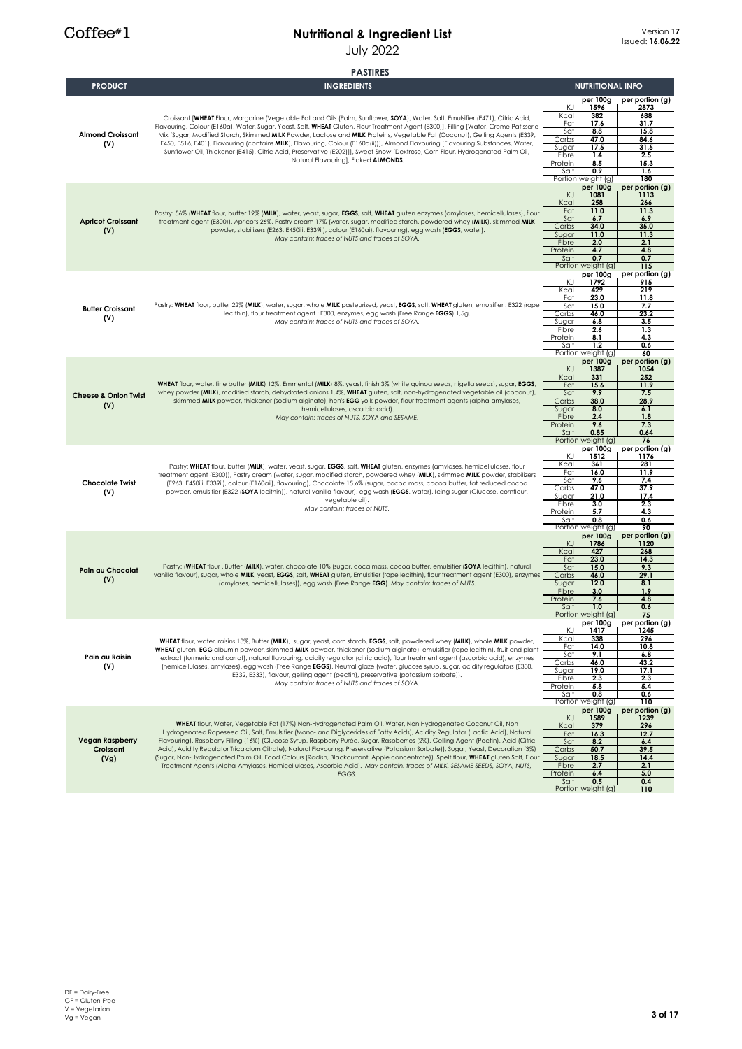# Coffee#1

## Nutritional & Ingredient List

July 2022

Version **17**
Issued: **16.06.22**

### PASTIRES

| PRODUCT | INGREDIENTS | NUTRITIONAL INFO | per 100g | per portion (g) |
|---|---|---|---|---|
| **Almond Croissant (V)** | Croissant [**WHEAT** Flour, Margarine (Vegetable Fat and Oils (Palm, Sunflower, **SOYA**), Water, Salt, Emulsifier (E471), Citric Acid, Flavouring, Colour (E160a), Water, Sugar, Yeast, Salt, **WHEAT** Gluten, Flour Treatment Agent (E300)], Filling [Water, Creme Patisserie Mix [Sugar, Modified Starch, Skimmed **MILK** Powder, Lactose and **MILK** Proteins, Vegetable Fat (Coconut), Gelling Agents (E339, E450, E516, E401), Flavouring (contains **MILK**), Flavouring, Colour (E160a(ii))], Almond Flavouring [Flavouring Substances, Water, Sunflower Oil, Thickener (E415), Citric Acid, Preservative (E202)]], Sweet Snow [Dextrose, Corn Flour, Hydrogenated Palm Oil, Natural Flavouring], Flaked **ALMONDS**. | KJ | 1596 | 2873 |
| | | Kcal | 382 | 688 |
| | | Fat | 17.6 | 31.7 |
| | | Sat | 8.8 | 15.8 |
| | | Carbs | 47.0 | 84.6 |
| | | Sugar | 17.5 | 31.5 |
| | | Fibre | 1.4 | 2.5 |
| | | Protein | 8.5 | 15.3 |
| | | Salt | 0.9 | 1.6 |
| | | Portion weight (g) | | 180 |
| **Apricot Croissant (V)** | Pastry: 56% (**WHEAT** flour, butter 19% (**MILK**), water, yeast, sugar, **EGGS**, salt, **WHEAT** gluten enzymes (amylases, hemicellulases), flour treatment agent (E300)), Apricots 26%, Pastry cream 17% (water, sugar, modified starch, powdered whey (**MILK**), skimmed **MILK** powder, stabilizers (E263, E450iii, E339ii), colour (E160ai), flavouring), egg wash (**EGGS**, water). *May contain: traces of NUTS and traces of SOYA.* | KJ | 1081 | 1113 |
| | | Kcal | 258 | 266 |
| | | Fat | 11.0 | 11.3 |
| | | Sat | 6.7 | 6.9 |
| | | Carbs | 34.0 | 35.0 |
| | | Sugar | 11.0 | 11.3 |
| | | Fibre | 2.0 | 2.1 |
| | | Protein | 4.7 | 4.8 |
| | | Salt | 0.7 | 0.7 |
| | | Portion weight (g) | | 115 |
| **Butter Croissant (V)** | Pastry: **WHEAT** flour, butter 22% (**MILK**), water, sugar, whole **MILK** pasteurized, yeast, **EGGS**, salt, **WHEAT** gluten, emulsifier : E322 (rape lecithin), flour treatment agent : E300, enzymes, egg wash (Free Range **EGGS**) 1.5g. *May contain: traces of NUTS and traces of SOYA.* | KJ | 1792 | 915 |
| | | Kcal | 429 | 219 |
| | | Fat | 23.0 | 11.8 |
| | | Sat | 15.0 | 7.7 |
| | | Carbs | 46.0 | 23.2 |
| | | Sugar | 6.8 | 3.5 |
| | | Fibre | 2.6 | 1.3 |
| | | Protein | 8.1 | 4.3 |
| | | Salt | 1.2 | 0.6 |
| | | Portion weight (g) | | 60 |
| **Cheese & Onion Twist (V)** | **WHEAT** flour, water, fine butter (**MILK**) 12%, Emmental (**MILK**) 8%, yeast, finish 3% (white quinoa seeds, nigella seeds), sugar, **EGGS**, whey powder (**MILK**), modified starch, dehydrated onions 1.4%, **WHEAT** gluten, salt, non-hydrogenated vegetable oil (coconut), skimmed **MILK** powder, thickener (sodium alginate), hen's **EGG** yolk powder, flour treatment agents (alpha-amylases, hemicellulases, ascorbic acid). *May contain: traces of NUTS, SOYA and SESAME.* | KJ | 1387 | 1054 |
| | | Kcal | 331 | 252 |
| | | Fat | 15.6 | 11.9 |
| | | Sat | 9.9 | 7.5 |
| | | Carbs | 38.0 | 28.9 |
| | | Sugar | 8.0 | 6.1 |
| | | Fibre | 2.4 | 1.8 |
| | | Protein | 9.6 | 7.3 |
| | | Salt | 0.85 | 0.64 |
| | | Portion weight (g) | | 76 |
| **Chocolate Twist (V)** | Pastry: **WHEAT** flour, butter (**MILK**), water, yeast, sugar, **EGGS**, salt, **WHEAT** gluten, enzymes (amylases, hemicellulases, flour treatment agent (E300)), Pastry cream (water, sugar, modified starch, powdered whey (**MILK**), skimmed **MILK** powder, stabilizers (E263, E450iii, E339ii), colour (E160aii), flavouring), Chocolate 15.6% (sugar, cocoa mass, cocoa butter, fat reduced cocoa powder, emulsifier (E322 (**SOYA** lecithin)), natural vanilla flavour), egg wash (**EGGS**, water), Icing sugar (Glucose, cornflour, vegetable oil). *May contain: traces of NUTS.* | KJ | 1512 | 1176 |
| | | Kcal | 361 | 281 |
| | | Fat | 16.0 | 11.9 |
| | | Sat | 9.6 | 7.4 |
| | | Carbs | 47.0 | 37.9 |
| | | Sugar | 21.0 | 17.4 |
| | | Fibre | 3.0 | 2.3 |
| | | Protein | 5.7 | 4.3 |
| | | Salt | 0.8 | 0.6 |
| | | Portion weight (g) | | 90 |
| **Pain au Chocolat (V)** | Pastry: (**WHEAT** flour , Butter (**MILK**), water, chocolate 10% (sugar, coca mass, cocoa butter, emulsifier (**SOYA** lecithin), natural vanilla flavour), sugar, whole **MILK**, yeast, **EGGS**, salt, **WHEAT** gluten, Emulsifier (rape lecithin), flour treatment agent (E300), enzymes (amylases, hemicellulases)), egg wash (Free Range **EGG**). *May contain: traces of NUTS.* | KJ | 1786 | 1120 |
| | | Kcal | 427 | 268 |
| | | Fat | 23.0 | 14.3 |
| | | Sat | 15.0 | 9.3 |
| | | Carbs | 46.0 | 29.1 |
| | | Sugar | 12.0 | 8.1 |
| | | Fibre | 3.0 | 1.9 |
| | | Protein | 7.6 | 4.8 |
| | | Salt | 1.0 | 0.6 |
| | | Portion weight (g) | | 75 |
| **Pain au Raisin (V)** | **WHEAT** flour, water, raisins 13%, Butter (**MILK**), sugar, yeast, corn starch, **EGGS**, salt, powdered whey (**MILK**), whole **MILK** powder, **WHEAT** gluten, **EGG** albumin powder, skimmed **MILK** powder, thickener (sodium alginate), emulsifier (rape lecithin), fruit and plant extract (turmeric and carrot), natural flavouring, acidity regulator (citric acid), flour treatment agent (ascorbic acid), enzymes (hemicellulases, amylases), egg wash (Free Range **EGGS**), Neutral glaze (water, glucose syrup, sugar, acidity regulators (E330, E332, E333), flavour, gelling agent (pectin), preservative (potassium sorbate)). *May contain: traces of NUTS and traces of SOYA.* | KJ | 1417 | 1245 |
| | | Kcal | 338 | 296 |
| | | Fat | 14.0 | 10.8 |
| | | Sat | 9.1 | 6.8 |
| | | Carbs | 46.0 | 43.2 |
| | | Sugar | 19.0 | 17.1 |
| | | Fibre | 2.3 | 2.3 |
| | | Protein | 5.8 | 5.4 |
| | | Salt | 0.8 | 0.6 |
| | | Portion weight (g) | | 110 |
| **Vegan Raspberry Croissant (Vg)** | **WHEAT** flour, Water, Vegetable Fat (17%) Non-Hydrogenated Palm Oil, Water, Non Hydrogenated Coconut Oil, Non Hydrogenated Rapeseed Oil, Salt, Emulsifier (Mono- and Diglycerides of Fatty Acids), Acidity Regulator (Lactic Acid), Natural Flavouring), Raspberry Filling (16%) (Glucose Syrup, Raspberry Purée, Sugar, Raspberries (2%), Gelling Agent (Pectin), Acid (Citric Acid), Acidity Regulator Tricalcium Citrate), Natural Flavouring, Preservative (Potassium Sorbate)), Sugar, Yeast, Decoration (3%) (Sugar, Non-Hydrogenated Palm Oil, Food Colours (Radish, Blackcurrant, Apple concentrate)), Spelt flour, **WHEAT** gluten Salt, Flour Treatment Agents (Alpha-Amylases, Hemicellulases, Ascorbic Acid). *May contain: traces of MILK, SESAME SEEDS, SOYA, NUTS, EGGS.* | KJ | 1589 | 1239 |
| | | Kcal | 379 | 296 |
| | | Fat | 16.3 | 12.7 |
| | | Sat | 8.2 | 6.4 |
| | | Carbs | 50.7 | 39.5 |
| | | Sugar | 18.5 | 14.4 |
| | | Fibre | 2.7 | 2.1 |
| | | Protein | 6.4 | 5.0 |
| | | Salt | 0.5 | 0.4 |
| | | Portion weight (g) | | 110 |

DF = Dairy-Free
GF = Gluten-Free
V = Vegetarian
Vg = Vegan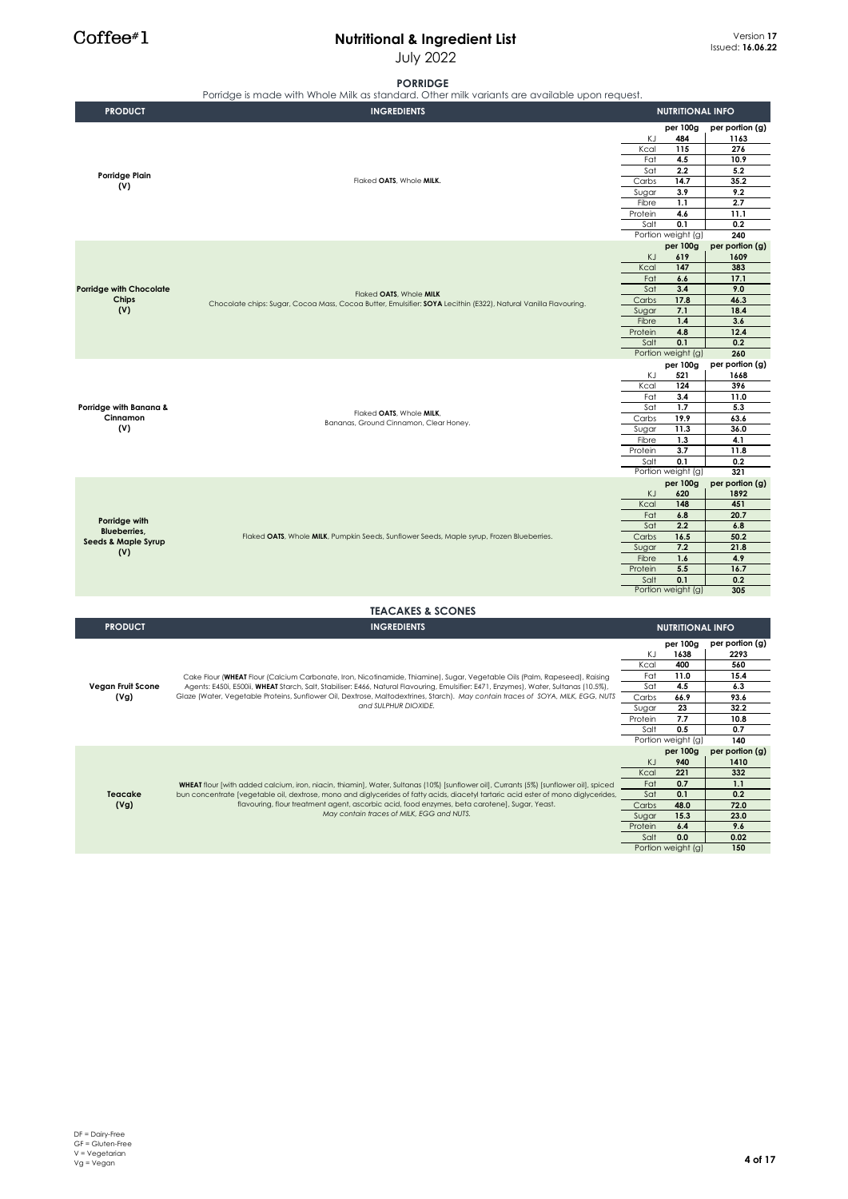# Nutritional & Ingredient List

July 2022

Version **17**
Issued: **16.06.22**

## PORRIDGE

Porridge is made with Whole Milk as standard. Other milk variants are available upon request.

| PRODUCT | INGREDIENTS | NUTRITIONAL INFO | per 100g | per portion (g) |
|---|---|---|---|---|
| **Porridge Plain (V)** | Flaked **OATS**, Whole **MILK.** | KJ | 484 | 1163 |
| | | Kcal | 115 | 276 |
| | | Fat | 4.5 | 10.9 |
| | | Sat | 2.2 | 5.2 |
| | | Carbs | 14.7 | 35.2 |
| | | Sugar | 3.9 | 9.2 |
| | | Fibre | 1.1 | 2.7 |
| | | Protein | 4.6 | 11.1 |
| | | Salt | 0.1 | 0.2 |
| | | Portion weight (g) | | 240 |
| **Porridge with Chocolate Chips (V)** | Flaked **OATS**, Whole **MILK** Chocolate chips: Sugar, Cocoa Mass, Cocoa Butter, Emulsifier: **SOYA** Lecithin (E322), Natural Vanilla Flavouring. | KJ | 619 | 1609 |
| | | Kcal | 147 | 383 |
| | | Fat | 6.6 | 17.1 |
| | | Sat | 3.4 | 9.0 |
| | | Carbs | 17.8 | 46.3 |
| | | Sugar | 7.1 | 18.4 |
| | | Fibre | 1.4 | 3.6 |
| | | Protein | 4.8 | 12.4 |
| | | Salt | 0.1 | 0.2 |
| | | Portion weight (g) | | 260 |
| **Porridge with Banana & Cinnamon (V)** | Flaked **OATS**, Whole **MILK**, Bananas, Ground Cinnamon, Clear Honey. | KJ | 521 | 1668 |
| | | Kcal | 124 | 396 |
| | | Fat | 3.4 | 11.0 |
| | | Sat | 1.7 | 5.3 |
| | | Carbs | 19.9 | 63.6 |
| | | Sugar | 11.3 | 36.0 |
| | | Fibre | 1.3 | 4.1 |
| | | Protein | 3.7 | 11.8 |
| | | Salt | 0.1 | 0.2 |
| | | Portion weight (g) | | 321 |
| **Porridge with Blueberries, Seeds & Maple Syrup (V)** | Flaked **OATS**, Whole **MILK**, Pumpkin Seeds, Sunflower Seeds, Maple syrup, Frozen Blueberries. | KJ | 620 | 1892 |
| | | Kcal | 148 | 451 |
| | | Fat | 6.8 | 20.7 |
| | | Sat | 2.2 | 6.8 |
| | | Carbs | 16.5 | 50.2 |
| | | Sugar | 7.2 | 21.8 |
| | | Fibre | 1.6 | 4.9 |
| | | Protein | 5.5 | 16.7 |
| | | Salt | 0.1 | 0.2 |
| | | Portion weight (g) | | 305 |

## TEACAKES & SCONES

| PRODUCT | INGREDIENTS | NUTRITIONAL INFO | per 100g | per portion (g) |
|---|---|---|---|---|
| **Vegan Fruit Scone (Vg)** | Cake Flour (**WHEAT** Flour (Calcium Carbonate, Iron, Nicotinamide, Thiamine), Sugar, Vegetable Oils (Palm, Rapeseed), Raising Agents: E450i, E500ii, **WHEAT** Starch, Salt, Stabiliser: E466, Natural Flavouring, Emulsifier: E471, Enzymes), Water, Sultanas (10.5%), Glaze (Water, Vegetable Proteins, Sunflower Oil, Dextrose, Maltodextrines, Starch). *May contain traces of SOYA, MILK, EGG, NUTS and SULPHUR DIOXIDE.* | KJ | 1638 | 2293 |
| | | Kcal | 400 | 560 |
| | | Fat | 11.0 | 15.4 |
| | | Sat | 4.5 | 6.3 |
| | | Carbs | 66.9 | 93.6 |
| | | Sugar | 23 | 32.2 |
| | | Protein | 7.7 | 10.8 |
| | | Salt | 0.5 | 0.7 |
| | | Portion weight (g) | | 140 |
| **Teacake (Vg)** | **WHEAT** flour [with added calcium, iron, niacin, thiamin], Water, Sultanas (10%) [sunflower oil], Currants (5%) [sunflower oil], spiced bun concentrate [vegetable oil, dextrose, mono and diglycerides of fatty acids, diacetyl tartaric acid ester of mono diglycerides, flavouring, flour treatment agent, ascorbic acid, food enzymes, beta carotene], Sugar, Yeast. *May contain traces of MILK, EGG and NUTS.* | KJ | 940 | 1410 |
| | | Kcal | 221 | 332 |
| | | Fat | 0.7 | 1.1 |
| | | Sat | 0.1 | 0.2 |
| | | Carbs | 48.0 | 72.0 |
| | | Sugar | 15.3 | 23.0 |
| | | Protein | 6.4 | 9.6 |
| | | Salt | 0.0 | 0.02 |
| | | Portion weight (g) | | 150 |

DF = Dairy-Free
GF = Gluten-Free
V = Vegetarian
Vg = Vegan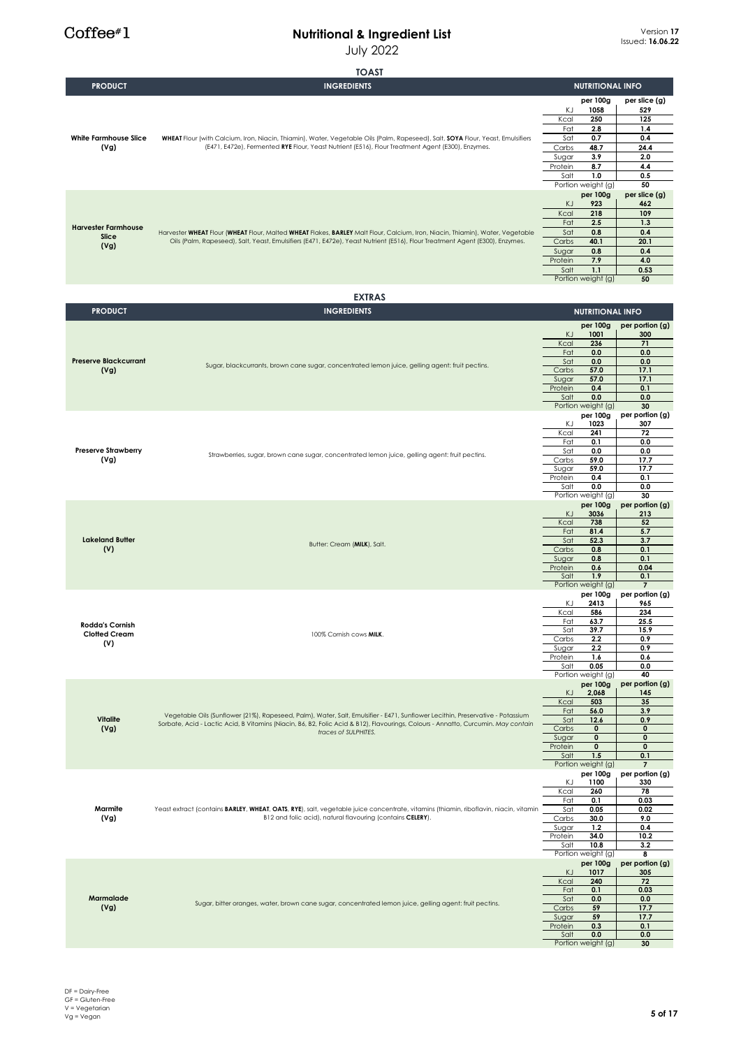# Nutritional & Ingredient List

July 2022

Version **17**
Issued: **16.06.22**

## TOAST

| PRODUCT | INGREDIENTS | NUTRITIONAL INFO | per 100g | per slice (g) |
|---|---|---|---|---|
| **White Farmhouse Slice (Vg)** | **WHEAT** Flour (with Calcium, Iron, Niacin, Thiamin), Water, Vegetable Oils (Palm, Rapeseed), Salt, **SOYA** Flour, Yeast, Emulsifiers (E471, E472e), Fermented **RYE** Flour, Yeast Nutrient (E516), Flour Treatment Agent (E300), Enzymes. | KJ | 1058 | 529 |
| | | Kcal | 250 | 125 |
| | | Fat | 2.8 | 1.4 |
| | | Sat | 0.7 | 0.4 |
| | | Carbs | 48.7 | 24.4 |
| | | Sugar | 3.9 | 2.0 |
| | | Protein | 8.7 | 4.4 |
| | | Salt | 1.0 | 0.5 |
| | | Portion weight (g) | | 50 |
| **Harvester Farmhouse Slice (Vg)** | Harvester **WHEAT** Flour (**WHEAT** Flour, Malted **WHEAT** Flakes, **BARLEY** Malt Flour, Calcium, Iron, Niacin, Thiamin), Water, Vegetable Oils (Palm, Rapeseed), Salt, Yeast, Emulsifiers (E471, E472e), Yeast Nutrient (E516), Flour Treatment Agent (E300), Enzymes. | KJ | 923 | 462 |
| | | Kcal | 218 | 109 |
| | | Fat | 2.5 | 1.3 |
| | | Sat | 0.8 | 0.4 |
| | | Carbs | 40.1 | 20.1 |
| | | Sugar | 0.8 | 0.4 |
| | | Protein | 7.9 | 4.0 |
| | | Salt | 1.1 | 0.53 |
| | | Portion weight (g) | | 50 |

## EXTRAS

| PRODUCT | INGREDIENTS | NUTRITIONAL INFO | per 100g | per portion (g) |
|---|---|---|---|---|
| **Preserve Blackcurrant (Vg)** | Sugar, blackcurrants, brown cane sugar, concentrated lemon juice, gelling agent: fruit pectins. | KJ | 1001 | 300 |
| | | Kcal | 236 | 71 |
| | | Fat | 0.0 | 0.0 |
| | | Sat | 0.0 | 0.0 |
| | | Carbs | 57.0 | 17.1 |
| | | Sugar | 57.0 | 17.1 |
| | | Protein | 0.4 | 0.1 |
| | | Salt | 0.0 | 0.0 |
| | | Portion weight (g) | | 30 |
| **Preserve Strawberry (Vg)** | Strawberries, sugar, brown cane sugar, concentrated lemon juice, gelling agent: fruit pectins. | KJ | 1023 | 307 |
| | | Kcal | 241 | 72 |
| | | Fat | 0.1 | 0.0 |
| | | Sat | 0.0 | 0.0 |
| | | Carbs | 59.0 | 17.7 |
| | | Sugar | 59.0 | 17.7 |
| | | Protein | 0.4 | 0.1 |
| | | Salt | 0.0 | 0.0 |
| | | Portion weight (g) | | 30 |
| **Lakeland Butter (V)** | Butter: Cream (**MILK**), Salt. | KJ | 3036 | 213 |
| | | Kcal | 738 | 52 |
| | | Fat | 81.4 | 5.7 |
| | | Sat | 52.3 | 3.7 |
| | | Carbs | 0.8 | 0.1 |
| | | Sugar | 0.8 | 0.1 |
| | | Protein | 0.6 | 0.04 |
| | | Salt | 1.9 | 0.1 |
| | | Portion weight (g) | | 7 |
| **Rodda's Cornish Clotted Cream (V)** | 100% Cornish cows **MILK**. | KJ | 2413 | 965 |
| | | Kcal | 586 | 234 |
| | | Fat | 63.7 | 25.5 |
| | | Sat | 39.7 | 15.9 |
| | | Carbs | 2.2 | 0.9 |
| | | Sugar | 2.2 | 0.9 |
| | | Protein | 1.6 | 0.6 |
| | | Salt | 0.05 | 0.0 |
| | | Portion weight (g) | | 40 |
| **Vitalite (Vg)** | Vegetable Oils (Sunflower (21%), Rapeseed, Palm), Water, Salt, Emulsifier - E471, Sunflower Lecithin, Preservative - Potassium Sorbate, Acid - Lactic Acid, B Vitamins (Niacin, B6, B2, Folic Acid & B12), Flavourings, Colours - Annatto, Curcumin. *May contain traces of SULPHITES.* | KJ | 2,068 | 145 |
| | | Kcal | 503 | 35 |
| | | Fat | 56.0 | 3.9 |
| | | Sat | 12.6 | 0.9 |
| | | Carbs | 0 | 0 |
| | | Sugar | 0 | 0 |
| | | Protein | 0 | 0 |
| | | Salt | 1.5 | 0.1 |
| | | Portion weight (g) | | 7 |
| **Marmite (Vg)** | Yeast extract (contains **BARLEY**, **WHEAT**, **OATS**, **RYE**), salt, vegetable juice concentrate, vitamins (thiamin, riboflavin, niacin, vitamin B12 and folic acid), natural flavouring (contains **CELERY**). | KJ | 1100 | 330 |
| | | Kcal | 260 | 78 |
| | | Fat | 0.1 | 0.03 |
| | | Sat | 0.05 | 0.02 |
| | | Carbs | 30.0 | 9.0 |
| | | Sugar | 1.2 | 0.4 |
| | | Protein | 34.0 | 10.2 |
| | | Salt | 10.8 | 3.2 |
| | | Portion weight (g) | | 8 |
| **Marmalade (Vg)** | Sugar, bitter oranges, water, brown cane sugar, concentrated lemon juice, gelling agent: fruit pectins. | KJ | 1017 | 305 |
| | | Kcal | 240 | 72 |
| | | Fat | 0.1 | 0.03 |
| | | Sat | 0.0 | 0.0 |
| | | Carbs | 59 | 17.7 |
| | | Sugar | 59 | 17.7 |
| | | Protein | 0.3 | 0.1 |
| | | Salt | 0.0 | 0.0 |
| | | Portion weight (g) | | 30 |

DF = Dairy-Free
GF = Gluten-Free
V = Vegetarian
Vg = Vegan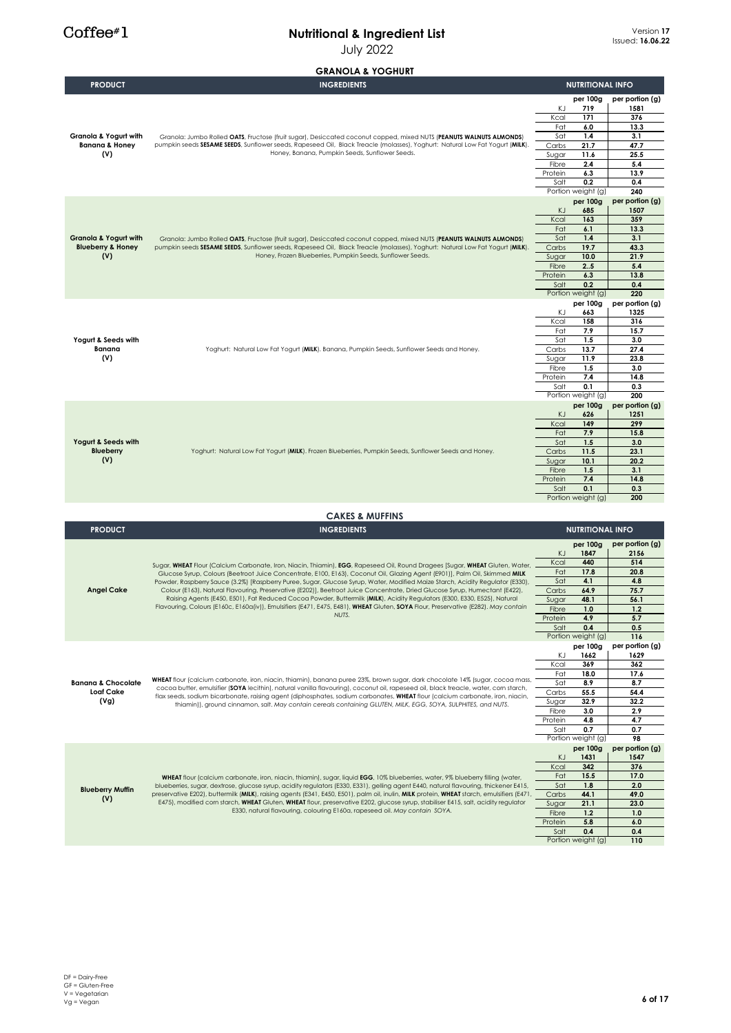Coffee#1

# Nutritional & Ingredient List

July 2022

Version **17**
Issued: **16.06.22**

## GRANOLA & YOGHURT

| PRODUCT | INGREDIENTS | NUTRITIONAL INFO | per 100g | per portion (g) |
|---|---|---|---|---|
| **Granola & Yogurt with Banana & Honey (V)** | Granola: Jumbo Rolled **OATS**, Fructose (fruit sugar), Desiccated coconut copped, mixed NUTS (**PEANUTS WALNUTS ALMONDS**) pumpkin seeds **SESAME SEEDS**, Sunflower seeds, Rapeseed Oil, Black Treacle (molasses), Yoghurt: Natural Low Fat Yogurt (**MILK**). Honey, Banana, Pumpkin Seeds, Sunflower Seeds. | KJ | 719 | 1581 |
| | | Kcal | 171 | 376 |
| | | Fat | 6.0 | 13.3 |
| | | Sat | 1.4 | 3.1 |
| | | Carbs | 21.7 | 47.7 |
| | | Sugar | 11.6 | 25.5 |
| | | Fibre | 2.4 | 5.4 |
| | | Protein | 6.3 | 13.9 |
| | | Salt | 0.2 | 0.4 |
| | | Portion weight (g) | | 240 |
| **Granola & Yogurt with Blueberry & Honey (V)** | Granola: Jumbo Rolled **OATS**, Fructose (fruit sugar), Desiccated coconut copped, mixed NUTS (**PEANUTS WALNUTS ALMONDS**) pumpkin seeds **SESAME SEEDS**, Sunflower seeds, Rapeseed Oil, Black Treacle (molasses), Yoghurt: Natural Low Fat Yogurt (**MILK**). Honey, Frozen Blueberries, Pumpkin Seeds, Sunflower Seeds. | KJ | 685 | 1507 |
| | | Kcal | 163 | 359 |
| | | Fat | 6.1 | 13.3 |
| | | Sat | 1.4 | 3.1 |
| | | Carbs | 19.7 | 43.3 |
| | | Sugar | 10.0 | 21.9 |
| | | Fibre | 2..5 | 5.4 |
| | | Protein | 6.3 | 13.8 |
| | | Salt | 0.2 | 0.4 |
| | | Portion weight (g) | | 220 |
| **Yogurt & Seeds with Banana (V)** | Yoghurt: Natural Low Fat Yogurt (**MILK**). Banana, Pumpkin Seeds, Sunflower Seeds and Honey. | KJ | 663 | 1325 |
| | | Kcal | 158 | 316 |
| | | Fat | 7.9 | 15.7 |
| | | Sat | 1.5 | 3.0 |
| | | Carbs | 13.7 | 27.4 |
| | | Sugar | 11.9 | 23.8 |
| | | Fibre | 1.5 | 3.0 |
| | | Protein | 7.4 | 14.8 |
| | | Salt | 0.1 | 0.3 |
| | | Portion weight (g) | | 200 |
| **Yogurt & Seeds with Blueberry (V)** | Yoghurt: Natural Low Fat Yogurt (**MILK**). Frozen Blueberries, Pumpkin Seeds, Sunflower Seeds and Honey. | KJ | 626 | 1251 |
| | | Kcal | 149 | 299 |
| | | Fat | 7.9 | 15.8 |
| | | Sat | 1.5 | 3.0 |
| | | Carbs | 11.5 | 23.1 |
| | | Sugar | 10.1 | 20.2 |
| | | Fibre | 1.5 | 3.1 |
| | | Protein | 7.4 | 14.8 |
| | | Salt | 0.1 | 0.3 |
| | | Portion weight (g) | | 200 |

## CAKES & MUFFINS

| PRODUCT | INGREDIENTS | NUTRITIONAL INFO | per 100g | per portion (g) |
|---|---|---|---|---|
| **Angel Cake** | Sugar, **WHEAT** Flour (Calcium Carbonate, Iron, Niacin, Thiamin), **EGG**, Rapeseed Oil, Round Dragees [Sugar, **WHEAT** Gluten, Water, Glucose Syrup, Colours (Beetroot Juice Concentrate, E100, E163), Coconut Oil, Glazing Agent (E901)], Palm Oil, Skimmed **MILK** Powder, Raspberry Sauce (3.2%) [Raspberry Puree, Sugar, Glucose Syrup, Water, Modified Maize Starch, Acidity Regulator (E330), Colour (E163), Natural Flavouring, Preservative (E202)], Beetroot Juice Concentrate, Dried Glucose Syrup, Humectant (E422), Raising Agents (E450, E501), Fat Reduced Cocoa Powder, Buttermilk (**MILK**), Acidity Regulators (E300, E330, E525), Natural Flavouring, Colours (E160c, E160a(iv)), Emulsifiers (E471, E475, E481), **WHEAT** Gluten, **SOYA** Flour, Preservative (E282). *May contain NUTS.* | KJ | 1847 | 2156 |
| | | Kcal | 440 | 514 |
| | | Fat | 17.8 | 20.8 |
| | | Sat | 4.1 | 4.8 |
| | | Carbs | 64.9 | 75.7 |
| | | Sugar | 48.1 | 56.1 |
| | | Fibre | 1.0 | 1.2 |
| | | Protein | 4.9 | 5.7 |
| | | Salt | 0.4 | 0.5 |
| | | Portion weight (g) | | 116 |
| **Banana & Chocolate Loaf Cake (Vg)** | **WHEAT** flour (calcium carbonate, iron, niacin, thiamin), banana puree 23%, brown sugar, dark chocolate 14% (sugar, cocoa mass, cocoa butter, emulsifier (**SOYA** lecithin), natural vanilla flavouring), coconut oil, rapeseed oil, black treacle, water, corn starch, flax seeds, sodium bicarbonate, raising agents (diphosphates, sodium carbonates, **WHEAT** flour (calcium carbonate, iron, niacin, thiamin)), ground cinnamon, salt. *May contain cereals containing GLUTEN, MILK, EGG, SOYA, SULPHITES, and NUTS.* | KJ | 1662 | 1629 |
| | | Kcal | 369 | 362 |
| | | Fat | 18.0 | 17.6 |
| | | Sat | 8.9 | 8.7 |
| | | Carbs | 55.5 | 54.4 |
| | | Sugar | 32.9 | 32.2 |
| | | Fibre | 3.0 | 2.9 |
| | | Protein | 4.8 | 4.7 |
| | | Salt | 0.7 | 0.7 |
| | | Portion weight (g) | | 98 |
| **Blueberry Muffin (V)** | **WHEAT** flour (calcium carbonate, iron, niacin, thiamin), sugar, liquid **EGG**, 10% blueberries, water, 9% blueberry filling (water, blueberries, sugar, dextrose, glucose syrup, acidity regulators (E330, E331), gelling agent E440, natural flavouring, thickener E415, preservative E202), buttermilk (**MILK**), raising agents (E341, E450, E501), palm oil, inulin, **MILK** protein, **WHEAT** starch, emulsifiers (E471, E475), modified corn starch, **WHEAT** Gluten, **WHEAT** flour, preservative E202, glucose syrup, stabiliser E415, salt, acidity regulator E330, natural flavouring, colouring E160a, rapeseed oil. *May contain SOYA.* | KJ | 1431 | 1547 |
| | | Kcal | 342 | 376 |
| | | Fat | 15.5 | 17.0 |
| | | Sat | 1.8 | 2.0 |
| | | Carbs | 44.1 | 49.0 |
| | | Sugar | 21.1 | 23.0 |
| | | Fibre | 1.2 | 1.0 |
| | | Protein | 5.8 | 6.0 |
| | | Salt | 0.4 | 0.4 |
| | | Portion weight (g) | | 110 |

DF = Dairy-Free
GF = Gluten-Free
V = Vegetarian
Vg = Vegan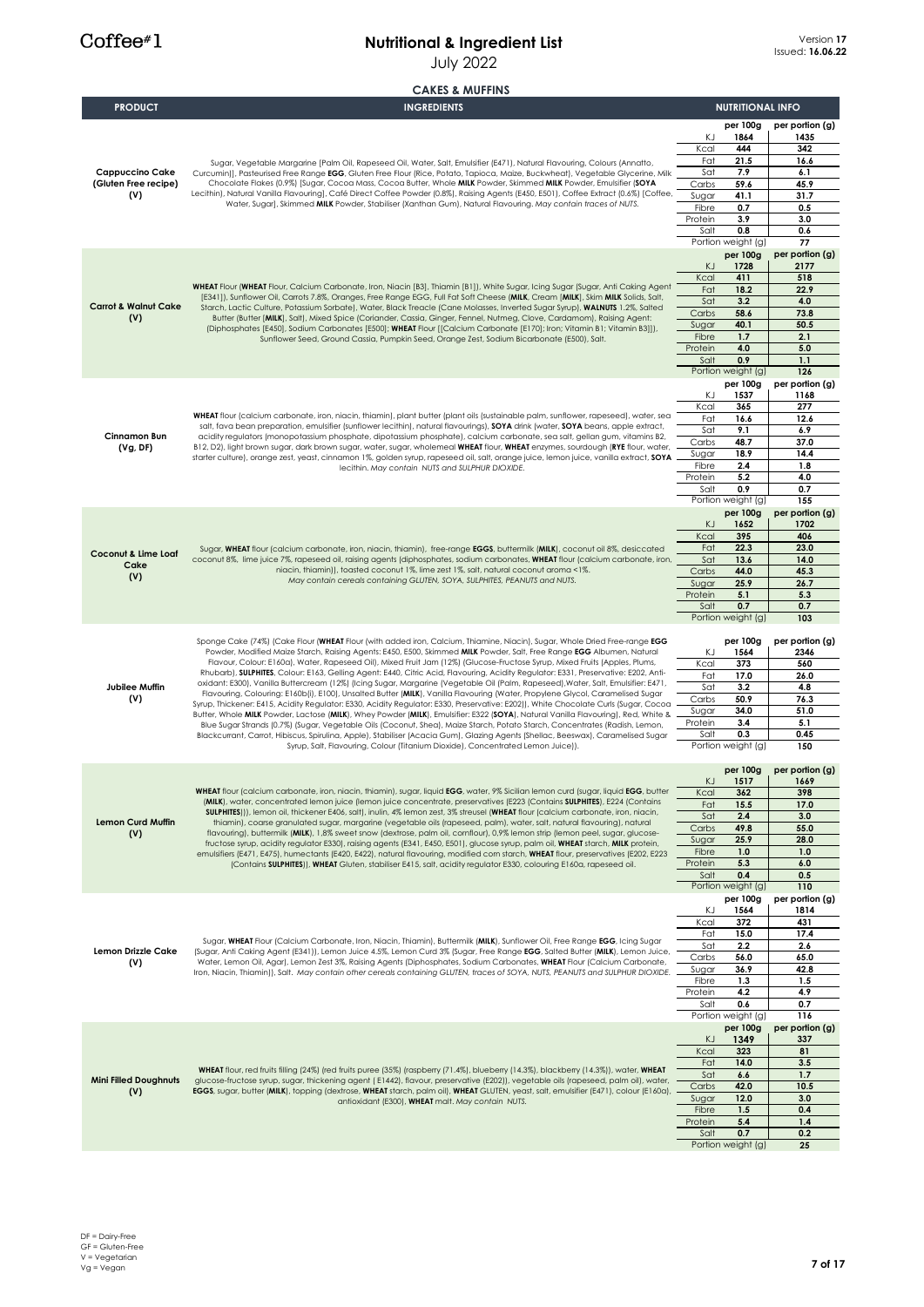Coffee#1

# Nutritional & Ingredient List

July 2022

Version **17**
Issued: **16.06.22**

## CAKES & MUFFINS

| PRODUCT | INGREDIENTS | NUTRITIONAL INFO | per 100g | per portion (g) |
|---|---|---|---|---|
| **Cappuccino Cake (Gluten Free recipe) (V)** | Sugar, Vegetable Margarine [Palm Oil, Rapeseed Oil, Water, Salt, Emulsifier (E471), Natural Flavouring, Colours (Annatto, Curcumin)], Pasteurised Free Range **EGG**, Gluten Free Flour (Rice, Potato, Tapioca, Maize, Buckwheat), Vegetable Glycerine, Milk Chocolate Flakes (0.9%) [Sugar, Cocoa Mass, Cocoa Butter, Whole **MILK** Powder, Skimmed **MILK** Powder, Emulsifier (**SOYA** Lecithin), Natural Vanilla Flavouring], Café Direct Coffee Powder (0.8%), Raising Agents (E450, E501), Coffee Extract (0.6%) [Coffee, Water, Sugar], Skimmed **MILK** Powder, Stabiliser (Xanthan Gum), Natural Flavouring. *May contain traces of NUTS.* | KJ | 1864 | 1435 |
| | | Kcal | 444 | 342 |
| | | Fat | 21.5 | 16.6 |
| | | Sat | 7.9 | 6.1 |
| | | Carbs | 59.6 | 45.9 |
| | | Sugar | 41.1 | 31.7 |
| | | Fibre | 0.7 | 0.5 |
| | | Protein | 3.9 | 3.0 |
| | | Salt | 0.8 | 0.6 |
| | | Portion weight (g) | | 77 |
| **Carrot & Walnut Cake (V)** | **WHEAT** Flour (**WHEAT** Flour, Calcium Carbonate, Iron, Niacin (B3), Thiamin (B1)), White Sugar, Icing Sugar (Sugar, Anti Caking Agent (E341)), Sunflower Oil, Carrots 7.8%, Oranges, Free Range EGG, Full Fat Soft Cheese (**MILK**, Cream (**MILK**), Skim **MILK** Solids, Salt, Starch, Lactic Culture, Potassium Sorbate), Water, Black Treacle (Cane Molasses, Inverted Sugar Syrup), **WALNUTS** 1.2%, Salted Butter (Butter (**MILK**), Salt), Mixed Spice (Coriander, Cassia, Ginger, Fennel, Nutmeg, Clove, Cardamom), Raising Agent: (Diphosphates (E450), Sodium Carbonates (E500); **WHEAT** Flour ((Calcium Carbonate (E170); Iron; Vitamin B1; Vitamin B3))), Sunflower Seed, Ground Cassia, Pumpkin Seed, Orange Zest, Sodium Bicarbonate (E500), Salt. | KJ | 1728 | 2177 |
| | | Kcal | 411 | 518 |
| | | Fat | 18.2 | 22.9 |
| | | Sat | 3.2 | 4.0 |
| | | Carbs | 58.6 | 73.8 |
| | | Sugar | 40.1 | 50.5 |
| | | Fibre | 1.7 | 2.1 |
| | | Protein | 4.0 | 5.0 |
| | | Salt | 0.9 | 1.1 |
| | | Portion weight (g) | | 126 |
| **Cinnamon Bun (Vg, DF)** | **WHEAT** flour (calcium carbonate, iron, niacin, thiamin), plant butter (plant oils (sustainable palm, sunflower, rapeseed), water, sea salt, fava bean preparation, emulsifier (sunflower lecithin), natural flavourings), **SOYA** drink (water, **SOYA** beans, apple extract, acidity regulators (monopotassium phosphate, dipotassium phosphate), calcium carbonate, sea salt, gellan gum, vitamins B2, B12, D2), light brown sugar, dark brown sugar, water, sugar, wholemeal **WHEAT** flour, **WHEAT** enzymes, sourdough (**RYE** flour, water, starter culture), orange zest, yeast, cinnamon 1%, golden syrup, rapeseed oil, salt, orange juice, lemon juice, vanilla extract, **SOYA** lecithin. *May contain NUTS and SULPHUR DIOXIDE.* | KJ | 1537 | 1168 |
| | | Kcal | 365 | 277 |
| | | Fat | 16.6 | 12.6 |
| | | Sat | 9.1 | 6.9 |
| | | Carbs | 48.7 | 37.0 |
| | | Sugar | 18.9 | 14.4 |
| | | Fibre | 2.4 | 1.8 |
| | | Protein | 5.2 | 4.0 |
| | | Salt | 0.9 | 0.7 |
| | | Portion weight (g) | | 155 |
| **Coconut & Lime Loaf Cake (V)** | Sugar, **WHEAT** flour (calcium carbonate, iron, niacin, thiamin), free-range **EGGS**, buttermilk (**MILK**), coconut oil 8%, desiccated coconut 8%, lime juice 7%, rapeseed oil, raising agents (diphosphates, sodium carbonates, **WHEAT** flour (calcium carbonate, iron, niacin, thiamin)), toasted coconut 1%, lime zest 1%, salt, natural coconut aroma <1%. *May contain cereals containing GLUTEN, SOYA, SULPHITES, PEANUTS and NUTS.* | KJ | 1652 | 1702 |
| | | Kcal | 395 | 406 |
| | | Fat | 22.3 | 23.0 |
| | | Sat | 13.6 | 14.0 |
| | | Carbs | 44.0 | 45.3 |
| | | Sugar | 25.9 | 26.7 |
| | | Protein | 5.1 | 5.3 |
| | | Salt | 0.7 | 0.7 |
| | | Portion weight (g) | | 103 |
| **Jubilee Muffin (V)** | Sponge Cake (74%) (Cake Flour (**WHEAT** Flour (with added iron, Calcium, Thiamine, Niacin), Sugar, Whole Dried Free-range **EGG** Powder, Modified Maize Starch, Raising Agents: E450, E500, Skimmed **MILK** Powder, Salt, Free Range **EGG** Albumen, Natural Flavour, Colour: E160a), Water, Rapeseed Oil), Mixed Fruit Jam (12%) (Glucose-Fructose Syrup, Mixed Fruits (Apples, Plums, Rhubarb), **SULPHITES**, Colour: E163, Gelling Agent: E440, Citric Acid, Flavouring, Acidity Regulator: E331, Preservative: E202, Anti-oxidant: E300), Vanilla Buttercream (12%) (Icing Sugar, Margarine (Vegetable Oil (Palm, Rapeseed),Water, Salt, Emulsifier: E471, Flavouring, Colouring: E160b(i), E100), Unsalted Butter (**MILK**), Vanilla Flavouring (Water, Propylene Glycol, Caramelised Sugar Syrup, Thickener: E415, Acidity Regulator: E330, Acidity Regulator: E330, Preservative: E202)), White Chocolate Curls (Sugar, Cocoa Butter, Whole **MILK** Powder, Lactose (**MILK**), Whey Powder (**MILK**), Emulsifier: E322 (**SOYA**), Natural Vanilla Flavouring), Red, White & Blue Sugar Strands (0.7%) (Sugar, Vegetable Oils (Coconut, Shea), Maize Starch, Potato Starch, Concentrates (Radish, Lemon, Blackcurrant, Carrot, Hibiscus, Spirulina, Apple), Stabiliser (Acacia Gum), Glazing Agents (Shellac, Beeswax), Caramelised Sugar Syrup, Salt, Flavouring, Colour (Titanium Dioxide), Concentrated Lemon Juice)). | KJ | 1564 | 2346 |
| | | Kcal | 373 | 560 |
| | | Fat | 17.0 | 26.0 |
| | | Sat | 3.2 | 4.8 |
| | | Carbs | 50.9 | 76.3 |
| | | Sugar | 34.0 | 51.0 |
| | | Protein | 3.4 | 5.1 |
| | | Salt | 0.3 | 0.45 |
| | | Portion weight (g) | | 150 |
| **Lemon Curd Muffin (V)** | **WHEAT** flour (calcium carbonate, iron, niacin, thiamin), sugar, liquid **EGG**, water, 9% Sicilian lemon curd (sugar, liquid **EGG**, butter (**MILK**), water, concentrated lemon juice (lemon juice concentrate, preservatives (E223 (Contains **SULPHITES**), E224 (Contains **SULPHITES**))), lemon oil, thickener E406, salt), inulin, 4% lemon zest, 3% streusel (**WHEAT** flour (calcium carbonate, iron, niacin, thiamin), coarse granulated sugar, margarine (vegetable oils (rapeseed, palm), water, salt, natural flavouring), natural flavouring), buttermilk (**MILK**), 1,8% sweet snow (dextrose, palm oil, cornflour), 0,9% lemon strip (lemon peel, sugar, glucose-fructose syrup, acidity regulator E330), raising agents (E341, E450, E501), glucose syrup, palm oil, **WHEAT** starch, **MILK** protein, emulsifiers (E471, E475), humectants (E420, E422), natural flavouring, modified corn starch, **WHEAT** flour, preservatives (E202, E223 (Contains **SULPHITES**)), **WHEAT** Gluten, stabiliser E415, salt, acidity regulator E330, colouring E160a, rapeseed oil. | KJ | 1517 | 1669 |
| | | Kcal | 362 | 398 |
| | | Fat | 15.5 | 17.0 |
| | | Sat | 2.4 | 3.0 |
| | | Carbs | 49.8 | 55.0 |
| | | Sugar | 25.9 | 28.0 |
| | | Fibre | 1.0 | 1.0 |
| | | Protein | 5.3 | 6.0 |
| | | Salt | 0.4 | 0.5 |
| | | Portion weight (g) | | 110 |
| **Lemon Drizzle Cake (V)** | Sugar, **WHEAT** Flour (Calcium Carbonate, Iron, Niacin, Thiamin), Buttermilk (**MILK**), Sunflower Oil, Free Range **EGG**, Icing Sugar (Sugar, Anti Caking Agent (E341)), Lemon Juice 4.5%, Lemon Curd 3% (Sugar, Free Range **EGG**, Salted Butter (**MILK**), Lemon Juice, Water, Lemon Oil, Agar), Lemon Zest 3%, Raising Agents (Diphosphates, Sodium Carbonates, **WHEAT** Flour (Calcium Carbonate, Iron, Niacin, Thiamin)), Salt. *May contain other cereals containing GLUTEN, traces of SOYA, NUTS, PEANUTS and SULPHUR DIOXIDE.* | KJ | 1564 | 1814 |
| | | Kcal | 372 | 431 |
| | | Fat | 15.0 | 17.4 |
| | | Sat | 2.2 | 2.6 |
| | | Carbs | 56.0 | 65.0 |
| | | Sugar | 36.9 | 42.8 |
| | | Fibre | 1.3 | 1.5 |
| | | Protein | 4.2 | 4.9 |
| | | Salt | 0.6 | 0.7 |
| | | Portion weight (g) | | 116 |
| **Mini Filled Doughnuts (V)** | **WHEAT** flour, red fruits filling (24%) (red fruits puree (35%) (raspberry (71.4%), blueberry (14.3%), blackberry (14.3%)), water, **WHEAT** glucose-fructose syrup, sugar, thickening agent ( E1442), flavour, preservative (E202)), vegetable oils (rapeseed, palm oil), water, **EGGS**, sugar, butter (**MILK**), topping (dextrose, **WHEAT** starch, palm oil), **WHEAT** GLUTEN, yeast, salt, emulsifier (E471), colour (E160a), antioxidant (E300), **WHEAT** malt. *May contain NUTS.* | KJ | 1349 | 337 |
| | | Kcal | 323 | 81 |
| | | Fat | 14.0 | 3.5 |
| | | Sat | 6.6 | 1.7 |
| | | Carbs | 42.0 | 10.5 |
| | | Sugar | 12.0 | 3.0 |
| | | Fibre | 1.5 | 0.4 |
| | | Protein | 5.4 | 1.4 |
| | | Salt | 0.7 | 0.2 |
| | | Portion weight (g) | | 25 |

DF = Dairy-Free
GF = Gluten-Free
V = Vegetarian
Vg = Vegan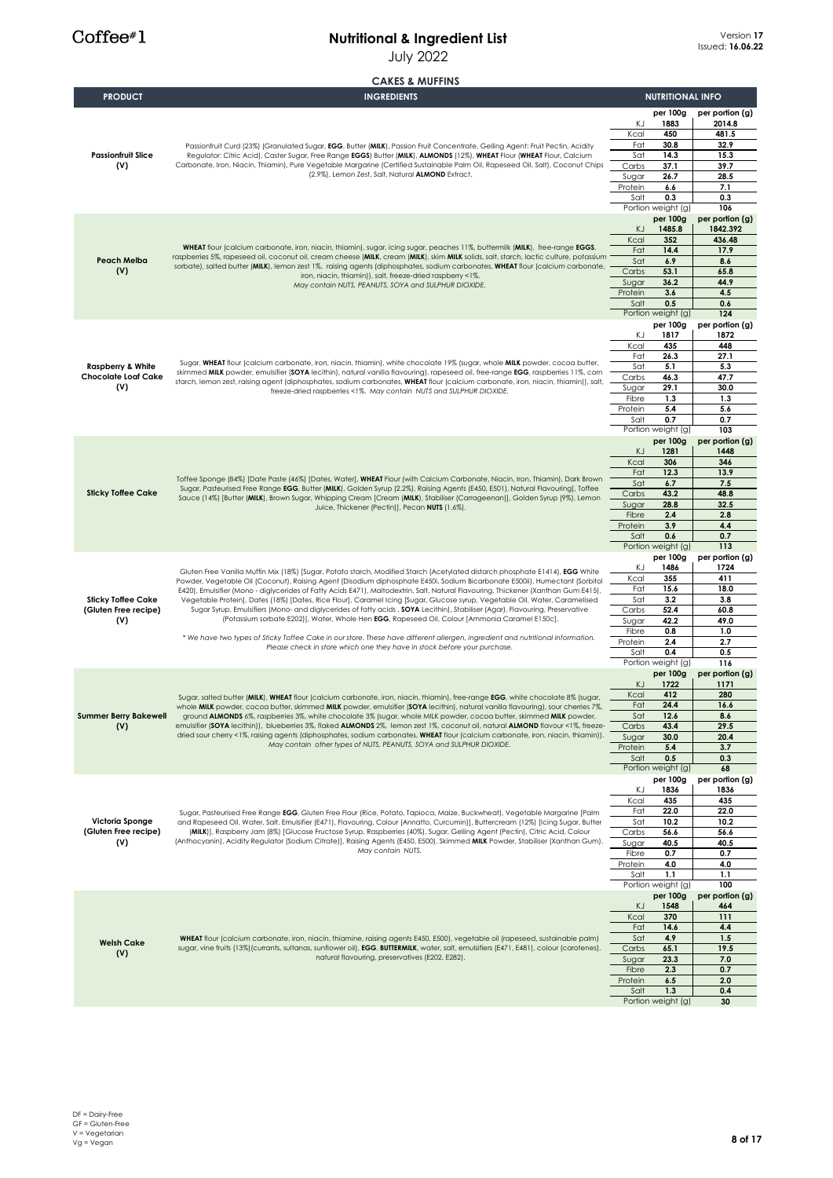# Nutritional & Ingredient List

July 2022

Version **17**
Issued: **16.06.22**

## CAKES & MUFFINS

| PRODUCT | INGREDIENTS | NUTRITIONAL INFO | per 100g | per portion (g) |
|---|---|---|---|---|
| **Passionfruit Slice (V)** | Passionfruit Curd (23%) [Granulated Sugar, **EGG**, Butter (**MILK**), Passion Fruit Concentrate, Gelling Agent: Fruit Pectin, Acidity Regulator: Citric Acid], Caster Sugar, Free Range **EGGS**] Butter (**MILK**), **ALMONDS** (12%), **WHEAT** Flour (**WHEAT** Flour, Calcium Carbonate, Iron, Niacin, Thiamin), Pure Vegetable Margarine (Certified Sustainable Palm Oil, Rapeseed Oil, Salt), Coconut Chips (2.9%), Lemon Zest, Salt, Natural **ALMOND** Extract. | KJ | 1883 | 2014.8 |
| | | Kcal | 450 | 481.5 |
| | | Fat | 30.8 | 32.9 |
| | | Sat | 14.3 | 15.3 |
| | | Carbs | 37.1 | 39.7 |
| | | Sugar | 26.7 | 28.5 |
| | | Protein | 6.6 | 7.1 |
| | | Salt | 0.3 | 0.3 |
| | | Portion weight (g) | | 106 |
| **Peach Melba (V)** | **WHEAT** flour (calcium carbonate, iron, niacin, thiamin), sugar, icing sugar, peaches 11%, buttermilk (**MILK**), free-range **EGGS**, raspberries 5%, rapeseed oil, coconut oil, cream cheese (**MILK**, cream (**MILK**), skim **MILK** solids, salt, starch, lactic culture, potassium sorbate), salted butter (**MILK**), lemon zest 1%, raising agents (diphosphates, sodium carbonates, **WHEAT** flour (calcium carbonate, iron, niacin, thiamin)), salt, freeze-dried raspberry <1%. *May contain NUTS, PEANUTS, SOYA and SULPHUR DIOXIDE.* | KJ | 1485.8 | 1842.392 |
| | | Kcal | 352 | 436.48 |
| | | Fat | 14.4 | 17.9 |
| | | Sat | 6.9 | 8.6 |
| | | Carbs | 53.1 | 65.8 |
| | | Sugar | 36.2 | 44.9 |
| | | Protein | 3.6 | 4.5 |
| | | Salt | 0.5 | 0.6 |
| | | Portion weight (g) | | 124 |
| **Raspberry & White Chocolate Loaf Cake (V)** | Sugar, **WHEAT** flour (calcium carbonate, iron, niacin, thiamin), white chocolate 19% (sugar, whole **MILK** powder, cocoa butter, skimmed **MILK** powder, emulsifier (**SOYA** lecithin), natural vanilla flavouring), rapeseed oil, free-range **EGG**, raspberries 11%, corn starch, lemon zest, raising agent (diphosphates, sodium carbonates, **WHEAT** flour (calcium carbonate, iron, niacin, thiamin)), salt, freeze-dried raspberries <1%. *May contain NUTS and SULPHUR DIOXIDE.* | KJ | 1817 | 1872 |
| | | Kcal | 435 | 448 |
| | | Fat | 26.3 | 27.1 |
| | | Sat | 5.1 | 5.3 |
| | | Carbs | 46.3 | 47.7 |
| | | Sugar | 29.1 | 30.0 |
| | | Fibre | 1.3 | 1.3 |
| | | Protein | 5.4 | 5.6 |
| | | Salt | 0.7 | 0.7 |
| | | Portion weight (g) | | 103 |
| **Sticky Toffee Cake** | Toffee Sponge (84%) [Date Paste (46%) [Dates, Water], **WHEAT** Flour (with Calcium Carbonate, Niacin, Iron, Thiamin), Dark Brown Sugar, Pasteurised Free Range **EGG**, Butter (**MILK**), Golden Syrup (2.2%), Raising Agents (E450, E501), Natural Flavouring], Toffee Sauce (14%) [Butter (**MILK**), Brown Sugar, Whipping Cream [Cream (**MILK**), Stabiliser (Carrageenan)], Golden Syrup (9%), Lemon Juice, Thickener (Pectin)], Pecan **NUTS** (1.6%). | KJ | 1281 | 1448 |
| | | Kcal | 306 | 346 |
| | | Fat | 12.3 | 13.9 |
| | | Sat | 6.7 | 7.5 |
| | | Carbs | 43.2 | 48.8 |
| | | Sugar | 28.8 | 32.5 |
| | | Fibre | 2.4 | 2.8 |
| | | Protein | 3.9 | 4.4 |
| | | Salt | 0.6 | 0.7 |
| | | Portion weight (g) | | 113 |
| **Sticky Toffee Cake (Gluten Free recipe) (V)** | Gluten Free Vanilla Muffin Mix (18%) [Sugar, Potato starch, Modified Starch (Acetylated distarch phosphate E1414), **EGG** White Powder, Vegetable Oil (Coconut), Raising Agent (Disodium diphosphate E450i, Sodium Bicarbonate E500ii), Humectant (Sorbitol E420), Emulsifier (Mono - diglycerides of Fatty Acids E471), Maltodextrin, Salt, Natural Flavouring, Thickener (Xanthan Gum E415), Vegetable Protein], Dates (18%) [Dates, Rice Flour], Caramel Icing [Sugar, Glucose syrup, Vegetable Oil, Water, Caramelised Sugar Syrup, Emulsifiers (Mono- and diglycerides of fatty acids , **SOYA** Lecithin), Stabiliser (Agar), Flavouring, Preservative (Potassium sorbate E202)], Water, Whole Hen **EGG**, Rapeseed Oil, Colour [Ammonia Caramel E150c]. *\* We have two types of Sticky Toffee Cake in our store. These have different allergen, ingredient and nutritional information. Please check in store which one they have in stock before your purchase.* | KJ | 1486 | 1724 |
| | | Kcal | 355 | 411 |
| | | Fat | 15.6 | 18.0 |
| | | Sat | 3.2 | 3.8 |
| | | Carbs | 52.4 | 60.8 |
| | | Sugar | 42.2 | 49.0 |
| | | Fibre | 0.8 | 1.0 |
| | | Protein | 2.4 | 2.7 |
| | | Salt | 0.4 | 0.5 |
| | | Portion weight (g) | | 116 |
| **Summer Berry Bakewell (V)** | Sugar, salted butter (**MILK**), **WHEAT** flour (calcium carbonate, iron, niacin, thiamin), free-range **EGG**, white chocolate 8% (sugar, whole **MILK** powder, cocoa butter, skimmed **MILK** powder, emulsifier (**SOYA** lecithin), natural vanilla flavouring), sour cherries 7%, ground **ALMONDS** 6%, raspberries 3%, white chocolate 3% (sugar, whole MILK powder, cocoa butter, skimmed **MILK** powder, emulsifier (**SOYA** lecithin)), blueberries 3%, flaked **ALMONDS** 2%, lemon zest 1%, coconut oil, natural **ALMOND** flavour <1%, freeze-dried sour cherry <1%, raising agents (diphosphates, sodium carbonates, **WHEAT** flour (calcium carbonate, iron, niacin, thiamin)). *May contain other types of NUTS, PEANUTS, SOYA and SULPHUR DIOXIDE.* | KJ | 1722 | 1171 |
| | | Kcal | 412 | 280 |
| | | Fat | 24.4 | 16.6 |
| | | Sat | 12.6 | 8.6 |
| | | Carbs | 43.4 | 29.5 |
| | | Sugar | 30.0 | 20.4 |
| | | Protein | 5.4 | 3.7 |
| | | Salt | 0.5 | 0.3 |
| | | Portion weight (g) | | 68 |
| **Victoria Sponge (Gluten Free recipe) (V)** | Sugar, Pasteurised Free Range **EGG**, Gluten Free Flour (Rice, Potato, Tapioca, Maize, Buckwheat), Vegetable Margarine [Palm and Rapeseed Oil, Water, Salt, Emulsifier (E471), Flavouring, Colour (Annatto, Curcumin)], Buttercream (12%) [Icing Sugar, Butter (**MILK**)], Raspberry Jam (8%) [Glucose Fructose Syrup, Raspberries (40%), Sugar, Gelling Agent (Pectin), Citric Acid, Colour (Anthocyanin), Acidity Regulator (Sodium Citrate)], Raising Agents (E450, E500), Skimmed **MILK** Powder, Stabiliser (Xanthan Gum). *May contain NUTS.* | KJ | 1836 | 1836 |
| | | Kcal | 435 | 435 |
| | | Fat | 22.0 | 22.0 |
| | | Sat | 10.2 | 10.2 |
| | | Carbs | 56.6 | 56.6 |
| | | Sugar | 40.5 | 40.5 |
| | | Fibre | 0.7 | 0.7 |
| | | Protein | 4.0 | 4.0 |
| | | Salt | 1.1 | 1.1 |
| | | Portion weight (g) | | 100 |
| **Welsh Cake (V)** | **WHEAT** flour (calcium carbonate, iron, niacin, thiamine, raising agents E450, E500), vegetable oil (rapeseed, sustainable palm) sugar, vine fruits (13%)(currants, sultanas, sunflower oil), **EGG**, **BUTTERMILK**, water, salt, emulsifiers (E471, E481), colour (carotenes), natural flavouring, preservatives (E202, E282). | KJ | 1548 | 464 |
| | | Kcal | 370 | 111 |
| | | Fat | 14.6 | 4.4 |
| | | Sat | 4.9 | 1.5 |
| | | Carbs | 65.1 | 19.5 |
| | | Sugar | 23.3 | 7.0 |
| | | Fibre | 2.3 | 0.7 |
| | | Protein | 6.5 | 2.0 |
| | | Salt | 1.3 | 0.4 |
| | | Portion weight (g) | | 30 |

DF = Dairy-Free
GF = Gluten-Free
V = Vegetarian
Vg = Vegan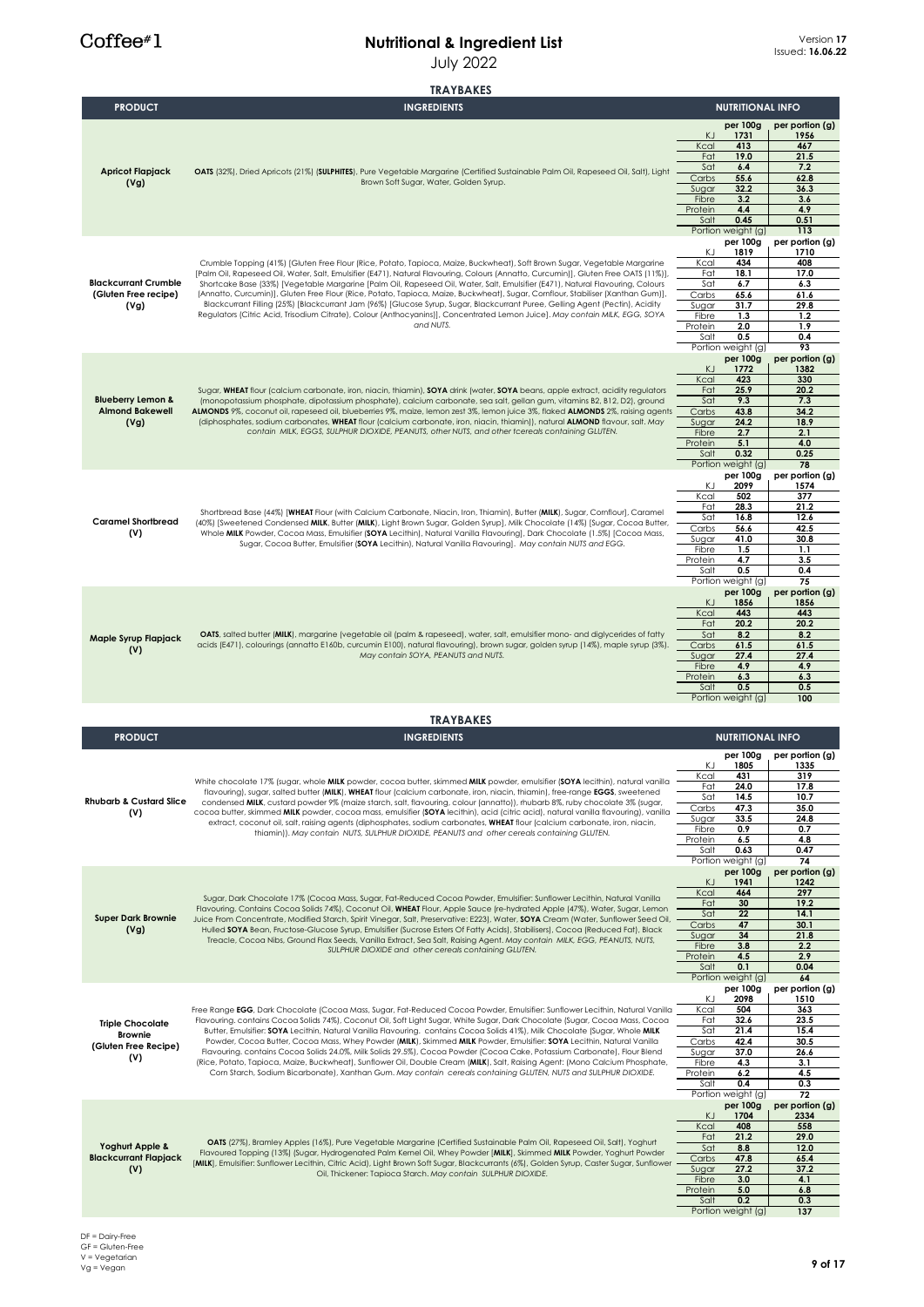# Nutritional & Ingredient List

July 2022

Version **17**
Issued: **16.06.22**

## TRAYBAKES

| PRODUCT | INGREDIENTS | NUTRITIONAL INFO | per 100g | per portion (g) |
|---|---|---|---|---|
| **Apricot Flapjack (Vg)** | **OATS** (32%), Dried Apricots (21%) (**SULPHITES**), Pure Vegetable Margarine (Certified Sustainable Palm Oil, Rapeseed Oil, Salt), Light Brown Soft Sugar, Water, Golden Syrup. | KJ | 1731 | 1956 |
| | | Kcal | 413 | 467 |
| | | Fat | 19.0 | 21.5 |
| | | Sat | 6.4 | 7.2 |
| | | Carbs | 55.6 | 62.8 |
| | | Sugar | 32.2 | 36.3 |
| | | Fibre | 3.2 | 3.6 |
| | | Protein | 4.4 | 4.9 |
| | | Salt | 0.45 | 0.51 |
| | | Portion weight (g) | | 113 |
| **Blackcurrant Crumble (Gluten Free recipe) (Vg)** | Crumble Topping (41%) [Gluten Free Flour (Rice, Potato, Tapioca, Maize, Buckwheat), Soft Brown Sugar, Vegetable Margarine (Palm Oil, Rapeseed Oil, Water, Salt, Emulsifier (E471), Natural Flavouring, Colours (Annatto, Curcumin)), Gluten Free OATS (11%)], Shortcake Base (33%) [Vegetable Margarine (Palm Oil, Rapeseed Oil, Water, Salt, Emulsifier (E471), Natural Flavouring, Colours (Annatto, Curcumin)), Gluten Free Flour (Rice, Potato, Tapioca, Maize, Buckwheat), Sugar, Cornflour, Stabiliser (Xanthan Gum)], Blackcurrant Filling (25%) [Blackcurrant Jam (96%) (Glucose Syrup, Sugar, Blackcurrant Puree, Gelling Agent (Pectin), Acidity Regulators (Citric Acid, Trisodium Citrate), Colour (Anthocyanins)), Concentrated Lemon Juice]. *May contain MILK, EGG, SOYA and NUTS.* | KJ | 1819 | 1710 |
| | | Kcal | 434 | 408 |
| | | Fat | 18.1 | 17.0 |
| | | Sat | 6.7 | 6.3 |
| | | Carbs | 65.6 | 61.6 |
| | | Sugar | 31.7 | 29.8 |
| | | Fibre | 1.3 | 1.2 |
| | | Protein | 2.0 | 1.9 |
| | | Salt | 0.5 | 0.4 |
| | | Portion weight (g) | | 93 |
| **Blueberry Lemon & Almond Bakewell (Vg)** | Sugar, **WHEAT** flour (calcium carbonate, iron, niacin, thiamin), **SOYA** drink (water, **SOYA** beans, apple extract, acidity regulators (monopotassium phosphate, dipotassium phosphate), calcium carbonate, sea salt, gellan gum, vitamins B2, B12, D2), ground **ALMONDS** 9%, coconut oil, rapeseed oil, blueberries 9%, maize, lemon zest 3%, lemon juice 3%, flaked **ALMONDS** 2%, raising agents (diphosphates, sodium carbonates, **WHEAT** flour (calcium carbonate, iron, niacin, thiamin)), natural **ALMOND** flavour, salt. *May contain MILK, EGGS, SULPHUR DIOXIDE, PEANUTS, other NUTS, and other tcereals containing GLUTEN.* | KJ | 1772 | 1382 |
| | | Kcal | 423 | 330 |
| | | Fat | 25.9 | 20.2 |
| | | Sat | 9.3 | 7.3 |
| | | Carbs | 43.8 | 34.2 |
| | | Sugar | 24.2 | 18.9 |
| | | Fibre | 2.7 | 2.1 |
| | | Protein | 5.1 | 4.0 |
| | | Salt | 0.32 | 0.25 |
| | | Portion weight (g) | | 78 |
| **Caramel Shortbread (V)** | Shortbread Base (44%) [**WHEAT** Flour (with Calcium Carbonate, Niacin, Iron, Thiamin), Butter (**MILK**), Sugar, Cornflour], Caramel (40%) [Sweetened Condensed **MILK**, Butter (**MILK**), Light Brown Sugar, Golden Syrup], Milk Chocolate (14%) [Sugar, Cocoa Butter, Whole **MILK** Powder, Cocoa Mass, Emulsifier (**SOYA** Lecithin), Natural Vanilla Flavouring], Dark Chocolate (1.5%) [Cocoa Mass, Sugar, Cocoa Butter, Emulsifier (**SOYA** Lecithin), Natural Vanilla Flavouring]. *May contain NUTS and EGG.* | KJ | 2099 | 1574 |
| | | Kcal | 502 | 377 |
| | | Fat | 28.3 | 21.2 |
| | | Sat | 16.8 | 12.6 |
| | | Carbs | 56.6 | 42.5 |
| | | Sugar | 41.0 | 30.8 |
| | | Fibre | 1.5 | 1.1 |
| | | Protein | 4.7 | 3.5 |
| | | Salt | 0.5 | 0.4 |
| | | Portion weight (g) | | 75 |
| **Maple Syrup Flapjack (V)** | **OATS**, salted butter (**MILK**), margarine (vegetable oil (palm & rapeseed), water, salt, emulsifier mono- and diglycerides of fatty acids (E471), colourings (annatto E160b, curcumin E100), natural flavouring), brown sugar, golden syrup (14%), maple syrup (3%). *May contain SOYA, PEANUTS and NUTS.* | KJ | 1856 | 1856 |
| | | Kcal | 443 | 443 |
| | | Fat | 20.2 | 20.2 |
| | | Sat | 8.2 | 8.2 |
| | | Carbs | 61.5 | 61.5 |
| | | Sugar | 27.4 | 27.4 |
| | | Fibre | 4.9 | 4.9 |
| | | Protein | 6.3 | 6.3 |
| | | Salt | 0.5 | 0.5 |
| | | Portion weight (g) | | 100 |

## TRAYBAKES

| PRODUCT | INGREDIENTS | NUTRITIONAL INFO | per 100g | per portion (g) |
|---|---|---|---|---|
| **Rhubarb & Custard Slice (V)** | White chocolate 17% (sugar, whole **MILK** powder, cocoa butter, skimmed **MILK** powder, emulsifier (**SOYA** lecithin), natural vanilla flavouring), sugar, salted butter (**MILK**), **WHEAT** flour (calcium carbonate, iron, niacin, thiamin), free-range **EGGS**, sweetened condensed **MILK**, custard powder 9% (maize starch, salt, flavouring, colour (annatto)), rhubarb 8%, ruby chocolate 3% (sugar, cocoa butter, skimmed **MILK** powder, cocoa mass, emulsifier (**SOYA** lecithin), acid (citric acid), natural vanilla flavouring), vanilla extract, coconut oil, salt, raising agents (diphosphates, sodium carbonates, **WHEAT** flour (calcium carbonate, iron, niacin, thiamin)). *May contain NUTS, SULPHUR DIOXIDE, PEANUTS and other cereals containing GLUTEN.* | KJ | 1805 | 1335 |
| | | Kcal | 431 | 319 |
| | | Fat | 24.0 | 17.8 |
| | | Sat | 14.5 | 10.7 |
| | | Carbs | 47.3 | 35.0 |
| | | Sugar | 33.5 | 24.8 |
| | | Fibre | 0.9 | 0.7 |
| | | Protein | 6.5 | 4.8 |
| | | Salt | 0.63 | 0.47 |
| | | Portion weight (g) | | 74 |
| **Super Dark Brownie (Vg)** | Sugar, Dark Chocolate 17% (Cocoa Mass, Sugar, Fat-Reduced Cocoa Powder, Emulsifier: Sunflower Lecithin, Natural Vanilla Flavouring. Contains Cocoa Solids 74%), Coconut Oil, **WHEAT** Flour, Apple Sauce (re-hydrated Apple (47%), Water, Sugar, Lemon Juice From Concentrate, Modified Starch, Spirit Vinegar, Salt, Preservative: E223), Water, **SOYA** Cream (Water, Sunflower Seed Oil, Hulled **SOYA** Bean, Fructose-Glucose Syrup, Emulsifier (Sucrose Esters Of Fatty Acids), Stabilisers), Cocoa (Reduced Fat), Black Treacle, Cocoa Nibs, Ground Flax Seeds, Vanilla Extract, Sea Salt, Raising Agent. *May contain MILK, EGG, PEANUTS, NUTS, SULPHUR DIOXIDE and other cereals containing GLUTEN.* | KJ | 1941 | 1242 |
| | | Kcal | 464 | 297 |
| | | Fat | 30 | 19.2 |
| | | Sat | 22 | 14.1 |
| | | Carbs | 47 | 30.1 |
| | | Sugar | 34 | 21.8 |
| | | Fibre | 3.8 | 2.2 |
| | | Protein | 4.5 | 2.9 |
| | | Salt | 0.1 | 0.04 |
| | | Portion weight (g) | | 64 |
| **Triple Chocolate Brownie (Gluten Free Recipe) (V)** | Free Range **EGG**, Dark Chocolate (Cocoa Mass, Sugar, Fat-Reduced Cocoa Powder, Emulsifier: Sunflower Lecithin, Natural Vanilla Flavouring. contains Cocoa Solids 74%), Coconut Oil, Soft Light Sugar, White Sugar, Dark Chocolate (Sugar, Cocoa Mass, Cocoa Butter, Emulsifier: **SOYA** Lecithin, Natural Vanilla Flavouring. contains Cocoa Solids 41%), Milk Chocolate (Sugar, Whole **MILK** Powder, Cocoa Butter, Cocoa Mass, Whey Powder (**MILK**), Skimmed **MILK** Powder, Emulsifier: **SOYA** Lecithin, Natural Vanilla Flavouring. contains Cocoa Solids 24.0%, Milk Solids 29.5%), Cocoa Powder (Cocoa Cake, Potassium Carbonate), Flour Blend (Rice, Potato, Tapioca, Maize, Buckwheat), Sunflower Oil, Double Cream (**MILK**), Salt, Raising Agent: (Mono Calcium Phosphate, Corn Starch, Sodium Bicarbonate), Xanthan Gum. *May contain cereals containing GLUTEN, NUTS and SULPHUR DIOXIDE.* | KJ | 2098 | 1510 |
| | | Kcal | 504 | 363 |
| | | Fat | 32.6 | 23.5 |
| | | Sat | 21.4 | 15.4 |
| | | Carbs | 42.4 | 30.5 |
| | | Sugar | 37.0 | 26.6 |
| | | Fibre | 4.3 | 3.1 |
| | | Protein | 6.2 | 4.5 |
| | | Salt | 0.4 | 0.3 |
| | | Portion weight (g) | | 72 |
| **Yoghurt Apple & Blackcurrant Flapjack (V)** | **OATS** (27%), Bramley Apples (16%), Pure Vegetable Margarine (Certified Sustainable Palm Oil, Rapeseed Oil, Salt), Yoghurt Flavoured Topping (13%) (Sugar, Hydrogenated Palm Kernel Oil, Whey Powder [**MILK**], Skimmed **MILK** Powder, Yoghurt Powder [**MILK**], Emulsifier: Sunflower Lecithin, Citric Acid), Light Brown Soft Sugar, Blackcurrants (6%), Golden Syrup, Caster Sugar, Sunflower Oil, Thickener: Tapioca Starch. *May contain SULPHUR DIOXIDE.* | KJ | 1704 | 2334 |
| | | Kcal | 408 | 558 |
| | | Fat | 21.2 | 29.0 |
| | | Sat | 8.8 | 12.0 |
| | | Carbs | 47.8 | 65.4 |
| | | Sugar | 27.2 | 37.2 |
| | | Fibre | 3.0 | 4.1 |
| | | Protein | 5.0 | 6.8 |
| | | Salt | 0.2 | 0.3 |
| | | Portion weight (g) | | 137 |

DF = Dairy-Free
GF = Gluten-Free
V = Vegetarian
Vg = Vegan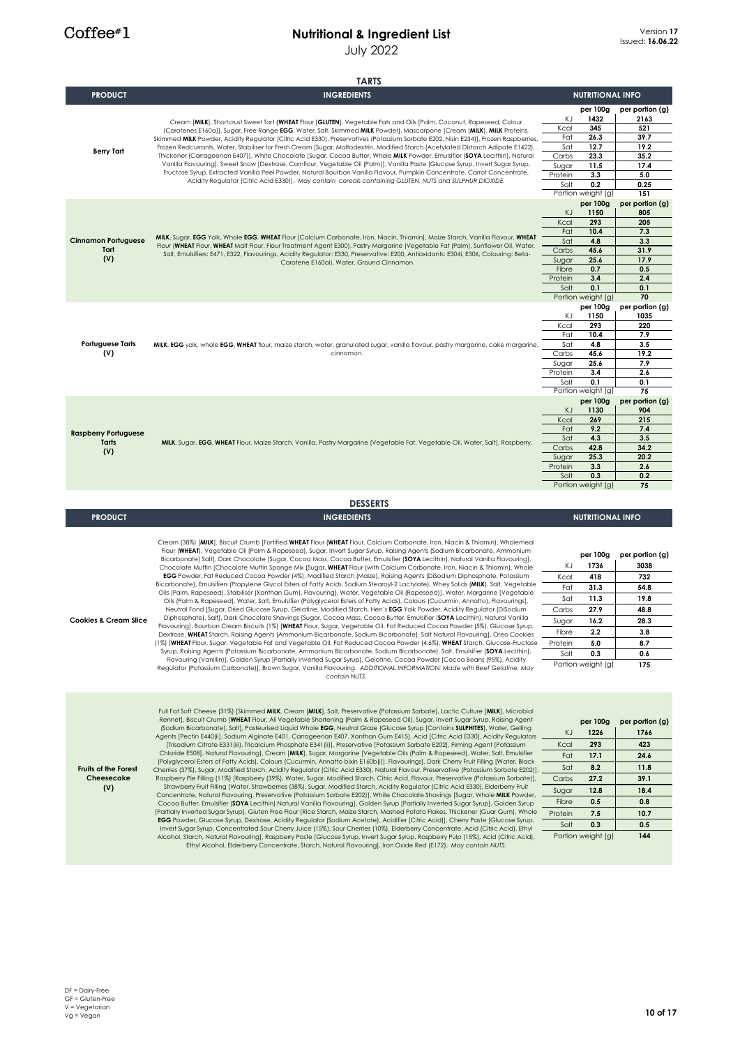Coffee#1

# Nutritional & Ingredient List

July 2022

Version **17**
Issued: **16.06.22**

## TARTS

| PRODUCT | INGREDIENTS | NUTRITIONAL INFO | | |
|---|---|---|---|---|
| **Berry Tart** | Cream [**MILK**], Shortcrust Sweet Tart (**WHEAT** Flour [**GLUTEN**], Vegetable Fats and Oils [Palm, Coconut, Rapeseed, Colour (Carotenes E160a)], Sugar, Free Range **EGG**, Water, Salt, Skimmed **MILK** Powder), Mascarpone [Cream (**MILK**), **MILK** Proteins, Skimmed **MILK** Powder, Acidity Regulator (Citric Acid E330), Preservatives (Potassium Sorbate E202, Nisin E234)], Frozen Raspberries, Frozen Redcurrants, Water, Stabiliser for Fresh Cream [Sugar, Maltodextrin, Modified Starch (Acetylated Distarch Adipate E1422), Thickener (Carrageenan E407)], White Chocolate [Sugar, Cocoa Butter, Whole **MILK** Powder, Emulsifier (**SOYA** Lecithin), Natural Vanilla Flavouring], Sweet Snow [Dextrose, Cornflour, Vegetable Oil (Palm)], Vanilla Paste [Glucose Syrup, Invert Sugar Syrup, Fructose Syrup, Extracted Vanilla Peel Powder, Natural Bourbon Vanilla Flavour, Pumpkin Concentrate, Carrot Concentrate, Acidity Regulator (Citric Acid E330)]. *May contain cereals containing GLUTEN, NUTS and SULPHUR DIOXIDE.* | | **per 100g** | **per portion (g)** |
| | | KJ | **1432** | **2163** |
| | | Kcal | **345** | **521** |
| | | Fat | **26.3** | **39.7** |
| | | Sat | **12.7** | **19.2** |
| | | Carbs | **23.3** | **35.2** |
| | | Sugar | **11.5** | **17.4** |
| | | Protein | **3.3** | **5.0** |
| | | Salt | **0.2** | **0.25** |
| | | Portion weight (g) | | **151** |
| **Cinnamon Portuguese Tart (V)** | **MILK**, Sugar, **EGG** Yolk, Whole **EGG**, **WHEAT** Flour (Calcium Carbonate, Iron, Niacin, Thiamin), Maize Starch, Vanilla Flavour, **WHEAT** Flour (**WHEAT** Flour, **WHEAT** Malt Flour, Flour Treatment Agent E300), Pastry Margarine (Vegetable Fat (Palm), Sunflower Oil, Water, Salt, Emulsifiers: E471, E322, Flavourings, Acidity Regulator: E330, Preservative: E200, Antioxidants: E304i, E306, Colouring: Beta-Carotene E160ai), Water, Ground Cinnamon | | **per 100g** | **per portion (g)** |
| | | KJ | **1150** | **805** |
| | | Kcal | **293** | **205** |
| | | Fat | **10.4** | **7.3** |
| | | Sat | **4.8** | **3.3** |
| | | Carbs | **45.6** | **31.9** |
| | | Sugar | **25.6** | **17.9** |
| | | Fibre | **0.7** | **0.5** |
| | | Protein | **3.4** | **2.4** |
| | | Salt | **0.1** | **0.1** |
| | | Portion weight (g) | | **70** |
| **Portuguese Tarts (V)** | **MILK**, **EGG** yolk, whole **EGG**, **WHEAT** flour, maize starch, water, granulated sugar, vanilla flavour, pastry margarine, cake margarine, cinnamon. | | **per 100g** | **per portion (g)** |
| | | KJ | **1150** | **1035** |
| | | Kcal | **293** | **220** |
| | | Fat | **10.4** | **7.9** |
| | | Sat | **4.8** | **3.5** |
| | | Carbs | **45.6** | **19.2** |
| | | Sugar | **25.6** | **7.9** |
| | | Protein | **3.4** | **2.6** |
| | | Salt | **0.1** | **0.1** |
| | | Portion weight (g) | | **75** |
| **Raspberry Portuguese Tarts (V)** | **MILK**, Sugar, **EGG**, **WHEAT** Flour, Maize Starch, Vanilla, Pastry Margarine (Vegetable Fat, Vegetable Oil, Water, Salt), Raspberry. | | **per 100g** | **per portion (g)** |
| | | KJ | **1130** | **904** |
| | | Kcal | **269** | **215** |
| | | Fat | **9.2** | **7.4** |
| | | Sat | **4.3** | **3.5** |
| | | Carbs | **42.8** | **34.2** |
| | | Sugar | **25.3** | **20.2** |
| | | Protein | **3.3** | **2.6** |
| | | Salt | **0.3** | **0.2** |
| | | Portion weight (g) | | **75** |

## DESSERTS

| PRODUCT | INGREDIENTS | NUTRITIONAL INFO | | |
|---|---|---|---|---|
| **Cookies & Cream Slice** | Cream (38%) [**MILK**], Biscuit Crumb [Fortified **WHEAT** Flour (**WHEAT** Flour, Calcium Carbonate, Iron, Niacin & Thiamin), Wholemeal Flour (**WHEAT**), Vegetable Oil (Palm & Rapeseed), Sugar, Invert Sugar Syrup, Raising Agents (Sodium Bicarbonate, Ammonium Bicarbonate) Salt], Dark Chocolate [Sugar, Cocoa Mass, Cocoa Butter, Emulsifier (**SOYA** Lecithin), Natural Vanilla Flavouring], Chocolate Muffin [Chocolate Muffin Sponge Mix (Sugar, **WHEAT** Flour (with Calcium Carbonate, Iron, Niacin & Thiamin), Whole **EGG** Powder, Fat Reduced Cocoa Powder (4%), Modified Starch (Maize), Raising Agents (DiSodium Diphosphate, Potassium Bicarbonate), Emulsifiers (Propylene Glycol Esters of Fatty Acids, Sodium Stearoyl-2 Lactylate), Whey Solids (**MILK**), Salt, Vegetable Oils (Palm, Rapeseed), Stabiliser (Xanthan Gum), Flavouring), Water, Vegetable Oil (Rapeseed)], Water, Margarine [Vegetable Oils (Palm & Rapeseed), Water, Salt, Emulsifier (Polyglycerol Esters of Fatty Acids), Colours (Cucurmin, Annatto), Flavourings], Neutral Fond [Sugar, Dried Glucose Syrup, Gelatine, Modified Starch, Hen's **EGG** Yolk Powder, Acidity Regulator (DiSodium Diphosphate), Salt], Dark Chocolate Shavings [Sugar, Cocoa Mass, Cocoa Butter, Emulsifier (**SOYA** Lecithin), Natural Vanilla Flavouring], Bourbon Cream Biscuits (1%) [**WHEAT** Flour, Sugar, Vegetable Oil, Fat Reduced Cocoa Powder (5%), Glucose Syrup, Dextrose, **WHEAT** Starch, Raising Agents (Ammonium Bicarbonate, Sodium Bicarbonate), Salt Natural Flavouring], Oreo Cookies (1%) [**WHEAT** Flour, Sugar, Vegetable Fat and Vegetable Oil, Fat Reduced Cocoa Powder (4.6%), **WHEAT** Starch, Glucose-Fructose Syrup, Raising Agents (Potassium Bicarbonate, Ammonium Bicarbonate, Sodium Bicarbonate), Salt, Emulsifier (**SOYA** Lecithin), Flavouring (Vanillin)], Golden Syrup [Partially Inverted Sugar Syrup], Gelatine, Cocoa Powder [Cocoa Beans (95%), Acidity Regulator (Potassium Carbonate)], Brown Sugar, Vanilla Flavouring. *ADDITIONAL INFORMATION: Made with Beef Gelatine. May contain NUTS.* | | **per 100g** | **per portion (g)** |
| | | KJ | **1736** | **3038** |
| | | Kcal | **418** | **732** |
| | | Fat | **31.3** | **54.8** |
| | | Sat | **11.3** | **19.8** |
| | | Carbs | **27.9** | **48.8** |
| | | Sugar | **16.2** | **28.3** |
| | | Fibre | **2.2** | **3.8** |
| | | Protein | **5.0** | **8.7** |
| | | Salt | **0.3** | **0.6** |
| | | Portion weight (g) | | **175** |
| **Fruits of the Forest Cheesecake (V)** | Full Fat Soft Cheese (31%) [Skimmed **MILK**, Cream (**MILK**), Salt, Preservative (Potassium Sorbate), Lactic Culture (**MILK**), Microbial Rennet], Biscuit Crumb [**WHEAT** Flour, All Vegetable Shortening (Palm & Rapeseed Oil), Sugar, Invert Sugar Syrup, Raising Agent (Sodium Bicarbonate), Salt], Pasteurised Liquid Whole **EGG**, Neutral Glaze [Glucose Syrup (Contains **SULPHITES**), Water, Gelling Agents (Pectin E440(ii), Sodium Alginate E401, Carrageenan E407, Xanthan Gum E415), Acid (Citric Acid E330), Acidity Regulators (Trisodium Citrate E331(iii), Tricalcium Phosphate E341(iii)), Preservative (Potassium Sorbate E202), Firming Agent (Potassium Chloride E508), Natural Flavouring], Cream (**MILK**), Sugar, Margarine [Vegetable Oils (Palm & Rapeseed), Water, Salt, Emulsifier (Polyglycerol Esters of Fatty Acids), Colours (Cucurmin, Annatto bixin E160b(i)), Flavourings], Dark Cherry Fruit Filling [Water, Black Cherries (37%), Sugar, Modified Starch, Acidity Regulator (Citric Acid E330), Natural Flavour, Preservative (Potassium Sorbate E202)], Raspberry Pie Filling (11%) [Raspberry (39%), Water, Sugar, Modified Starch, Citric Acid, Flavour, Preservative (Potassium Sorbate)], Strawberry Fruit Filling [Water, Strawberries (38%), Sugar, Modified Starch, Acidity Regulator (Citric Acid E330), Elderberry Fruit Concentrate, Natural Flavouring, Preservative (Potassium Sorbate E202)], White Chocolate Shavings [Sugar, Whole **MILK** Powder, Cocoa Butter, Emulsifier (**SOYA** Lecithin) Natural Vanilla Flavouring], Golden Syrup [Partially Inverted Sugar Syrup], Golden Syrup [Partially Inverted Sugar Syrup], Gluten Free Flour [Rice Starch, Maize Starch, Mashed Potato Flakes, Thickener (Guar Gum)], Whole **EGG** Powder, Glucose Syrup, Dextrose, Acidity Regulator (Sodium Acetate), Acidifier (Citric Acid)], Cherry Paste [Glucose Syrup, Invert Sugar Syrup, Concentrated Sour Cherry Juice (15%), Sour Cherries (10%), Elderberry Concentrate, Acid (Citric Acid), Ethyl Alcohol, Starch, Natural Flavouring], Raspberry Paste [Glucose Syrup, Invert Sugar Syrup, Raspberry Pulp (15%), Acid (Citric Acid), Ethyl Alcohol, Elderberry Concentrate, Starch, Natural Flavouring], Iron Oxide Red (E172). *May contain NUTS.* | | **per 100g** | **per portion (g)** |
| | | KJ | **1226** | **1766** |
| | | Kcal | **293** | **423** |
| | | Fat | **17.1** | **24.6** |
| | | Sat | **8.2** | **11.8** |
| | | Carbs | **27.2** | **39.1** |
| | | Sugar | **12.8** | **18.4** |
| | | Fibre | **0.5** | **0.8** |
| | | Protein | **7.5** | **10.7** |
| | | Salt | **0.3** | **0.5** |
| | | Portion weight (g) | | **144** |

DF = Dairy-Free
GF = Gluten-Free
V = Vegetarian
Vg = Vegan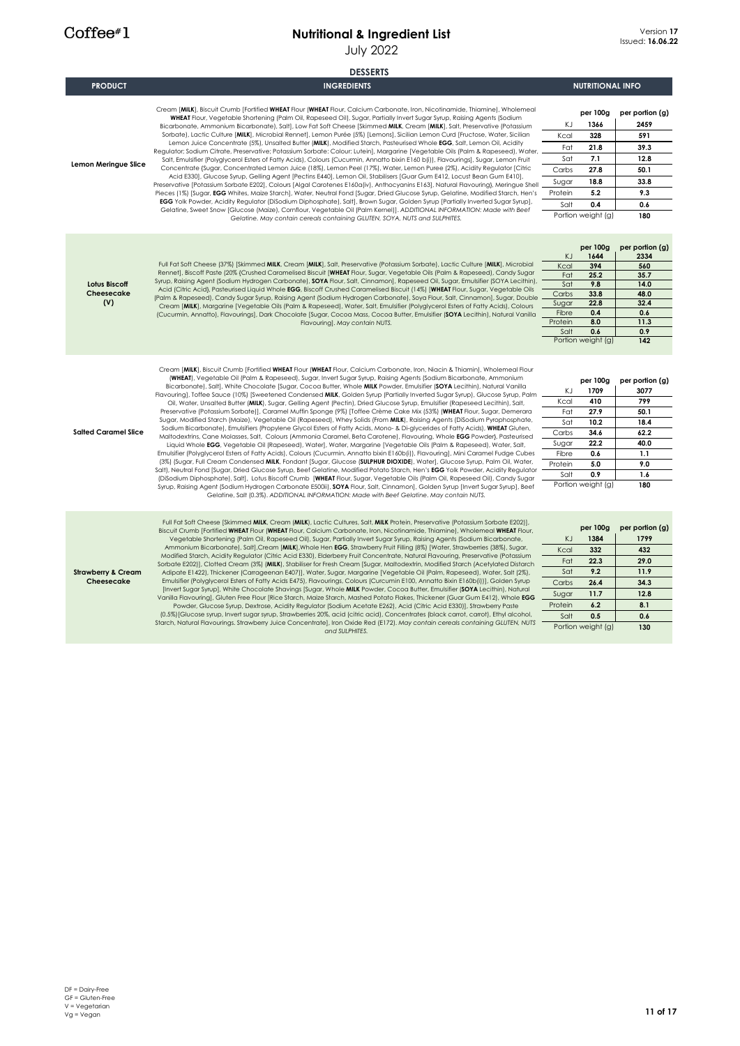# Nutritional & Ingredient List

July 2022

Version **17**
Issued: **16.06.22**

## DESSERTS

| PRODUCT | INGREDIENTS | NUTRITIONAL INFO |
|---|---|---|
| **Lemon Meringue Slice** | Cream [**MILK**], Biscuit Crumb [Fortified **WHEAT** Flour [**WHEAT** Flour, Calcium Carbonate, Iron, Nicotinamide, Thiamine], Wholemeal **WHEAT** Flour, Vegetable Shortening (Palm Oil, Rapeseed Oil), Sugar, Partially Invert Sugar Syrup, Raising Agents (Sodium Bicarbonate, Ammonium Bicarbonate), Salt], Low Fat Soft Cheese [Skimmed **MILK**, Cream [**MILK**], Salt, Preservative (Potassium Sorbate), Lactic Culture [**MILK**], Microbial Rennet], Lemon Purée (5%) [Lemons], Sicilian Lemon Curd [Fructose, Water, Sicilian Lemon Juice Concentrate (5%), Unsalted Butter [**MILK**], Modified Starch, Pasteurised Whole **EGG**, Salt, Lemon Oil, Acidity Regulator: Sodium Citrate, Preservative: Potassium Sorbate: Colour: Lutein], Margarine [Vegetable Oils (Palm & Rapeseed), Water, Salt, Emulsifier (Polyglycerol Esters of Fatty Acids), Colours (Cucurmin, Annatto bixin E160 b(i)), Flavourings], Sugar, Lemon Fruit Concentrate (Sugar, Concentrated Lemon Juice (18%), Lemon Peel (17%), Water, Lemon Puree (2%), Acidity Regulator [Citric Acid E330], Glucose Syrup, Gelling Agent [Pectins E440], Lemon Oil, Stabilisers [Guar Gum E412, Locust Bean Gum E410], Preservative [Potassium Sorbate E202], Colours [Algal Carotenes E160a(iv), Anthocyanins E163], Natural Flavouring), Meringue Shell Pieces (1%) [Sugar, **EGG** Whites, Maize Starch], Water, Neutral Fond [Sugar, Dried Glucose Syrup, Gelatine, Modified Starch, Hen's **EGG** Yolk Powder, Acidity Regulator (DiSodium Diphosphate), Salt], Brown Sugar, Golden Syrup [Partially Inverted Sugar Syrup], Gelatine, Sweet Snow [Glucose (Maize), Cornflour, Vegetable Oil (Palm Kernel)]. *ADDITIONAL INFORMATION: Made with Beef Gelatine. May contain cereals containing GLUTEN, SOYA, NUTS and SULPHITES.* | per 100g / per portion (g): KJ 1366 / 2459; Kcal 328 / 591; Fat 21.8 / 39.3; Sat 7.1 / 12.8; Carbs 27.8 / 50.1; Sugar 18.8 / 33.8; Protein 5.2 / 9.3; Salt 0.4 / 0.6; Portion weight (g) 180 |
| **Lotus Biscoff Cheesecake (V)** | Full Fat Soft Cheese (37%) [Skimmed **MILK**, Cream [**MILK**], Salt, Preservative (Potassium Sorbate), Lactic Culture [**MILK**], Microbial Rennet], Biscoff Paste (20%) [Crushed Caramelised Biscuit [**WHEAT** Flour, Sugar, Vegetable Oils (Palm & Rapeseed), Candy Sugar Syrup, Raising Agent (Sodium Hydrogen Carbonate), **SOYA** Flour, Salt, Cinnamon], Rapeseed Oil, Sugar, Emulsifier (SOYA Lecithin), Acid (Citric Acid), Pasteurised Liquid Whole **EGG**, Biscoff Crushed Caramelised Biscuit (14%) [**WHEAT** Flour, Sugar, Vegetable Oils (Palm & Rapeseed), Candy Sugar Syrup, Raising Agent (Sodium Hydrogen Carbonate), Soya Flour, Salt, Cinnamon], Sugar, Double Cream [**MILK**], Margarine [Vegetable Oils (Palm & Rapeseed), Water, Salt, Emulsifier (Polyglycerol Esters of Fatty Acids), Colours (Cucurmin, Annatto), Flavourings], Dark Chocolate [Sugar, Cocoa Mass, Cocoa Butter, Emulsifier (**SOYA** Lecithin), Natural Vanilla Flavouring]. *May contain NUTS.* | per 100g / per portion (g): KJ 1644 / 2334; Kcal 394 / 560; Fat 25.2 / 35.7; Sat 9.8 / 14.0; Carbs 33.8 / 48.0; Sugar 22.8 / 32.4; Fibre 0.4 / 0.6; Protein 8.0 / 11.3; Salt 0.6 / 0.9; Portion weight (g) 142 |
| **Salted Caramel Slice** | Cream [**MILK**], Biscuit Crumb [Fortified **WHEAT** Flour [**WHEAT** Flour, Calcium Carbonate, Iron, Niacin & Thiamin], Wholemeal Flour (**WHEAT**), Vegetable Oil (Palm & Rapeseed), Sugar, Invert Sugar Syrup, Raising Agents (Sodium Bicarbonate, Ammonium Bicarbonate), Salt], White Chocolate [Sugar, Cocoa Butter, Whole **MILK** Powder, Emulsifier (**SOYA** Lecithin), Natural Vanilla Flavouring], Toffee Sauce (10%) [Sweetened Condensed **MILK**, Golden Syrup (Partially Inverted Sugar Syrup), Glucose Syrup, Palm Oil, Water, Unsalted Butter (**MILK**), Sugar, Gelling Agent (Pectin), Dried Glucose Syrup, Emulsifier (Rapeseed Lecithin), Salt, Preservative (Potassium Sorbate)], Caramel Muffin Sponge (9%) [Toffee Crème Cake Mix (53%) [**WHEAT** Flour, Sugar, Demerara Sugar, Modified Starch (Maize), Vegetable Oil (Rapeseed), Whey Solids (From **MILK**), Raising Agents (DiSodium Pyrophosphate, Sodium Bicarbonate), Emulsifiers (Propylene Glycol Esters of Fatty Acids, Mono- & Di-glycerides of Fatty Acids), **WHEAT** Gluten, Maltodextrins, Cane Molasses, Salt, Colours (Ammonia Caramel, Beta Carotene), Flavouring, Whole **EGG** Powder), Pasteurised Liquid Whole **EGG**, Vegetable Oil (Rapeseed), Water], Water, Margarine [Vegetable Oils (Palm & Rapeseed), Water, Salt, Emulsifier (Polyglycerol Esters of Fatty Acids), Colours (Cucurmin, Annatto bixin E160b(i)), Flavouring], Mini Caramel Fudge Cubes (3%) [Sugar, Full Cream Condensed **MILK**, Fondant [Sugar, Glucose (**SULPHUR DIOXIDE**), Water], Glucose Syrup, Palm Oil, Water, Salt], Neutral Fond [Sugar, Dried Glucose Syrup, Beef Gelatine, Modified Potato Starch, Hen's **EGG** Yolk Powder, Acidity Regulator (DiSodium Diphosphate), Salt], Lotus Biscoff Crumb [**WHEAT** Flour, Sugar, Vegetable Oils (Palm Oil, Rapeseed Oil), Candy Sugar Syrup, Raising Agent (Sodium Hydrogen Carbonate E500ii), **SOYA** Flour, Salt, Cinnamon], Golden Syrup [Invert Sugar Syrup], Beef Gelatine, Salt (0.3%). *ADDITIONAL INFORMATION: Made with Beef Gelatine. May contain NUTS.* | per 100g / per portion (g): KJ 1709 / 3077; Kcal 410 / 799; Fat 27.9 / 50.1; Sat 10.2 / 18.4; Carbs 34.6 / 62.2; Sugar 22.2 / 40.0; Fibre 0.6 / 1.1; Protein 5.0 / 9.0; Salt 0.9 / 1.6; Portion weight (g) 180 |
| **Strawberry & Cream Cheesecake** | Full Fat Soft Cheese [Skimmed **MILK**, Cream [**MILK**], Lactic Cultures, Salt, **MILK** Protein, Preservative (Potassium Sorbate E202)], Biscuit Crumb [Fortified **WHEAT** Flour [**WHEAT** Flour, Calcium Carbonate, Iron, Nicotinamide, Thiamine], Wholemeal **WHEAT** Flour, Vegetable Shortening (Palm Oil, Rapeseed Oil), Sugar, Partially Invert Sugar Syrup, Raising Agents (Sodium Bicarbonate, Ammonium Bicarbonate), Salt],Cream [**MILK**],Whole Hen **EGG**, Strawberry Fruit Filling (8%) [Water, Strawberries (38%), Sugar, Modified Starch, Acidity Regulator (Citric Acid E330), Elderberry Fruit Concentrate, Natural Flavouring, Preservative (Potassium Sorbate E202)], Clotted Cream (3%) [**MILK**], Stabiliser for Fresh Cream [Sugar, Maltodextrin, Modified Starch (Acetylated Distarch Adipate E1422), Thickener (Carrageenan E407)], Water, Sugar, Margarine [Vegetable Oil (Palm, Rapeseed), Water, Salt (2%), Emulsifier (Polyglycerol Esters of Fatty Acids E475), Flavourings, Colours (Curcumin E100, Annatto Bixin E160b(i))], Golden Syrup [Invert Sugar Syrup], White Chocolate Shavings [Sugar, Whole **MILK** Powder, Cocoa Butter, Emulsifier (**SOYA** Lecithin), Natural Vanilla Flavouring], Gluten Free Flour [Rice Starch, Maize Starch, Mashed Potato Flakes, Thickener (Guar Gum E412), Whole **EGG** Powder, Glucose Syrup, Dextrose, Acidity Regulator (Sodium Acetate E262), Acid (Citric Acid E330)], Strawberry Paste (0.5%)[Glucose syrup, Invert sugar syrup, Strawberries 20%, acid (citric acid), Concentrates (black carrot, carrot), Ethyl alcohol, Starch, Natural Flavourings, Strawberry Juice Concentrate], Iron Oxide Red (E172). *May contain cereals containing GLUTEN, NUTS and SULPHITES.* | per 100g / per portion (g): KJ 1384 / 1799; Kcal 332 / 432; Fat 22.3 / 29.0; Sat 9.2 / 11.9; Carbs 26.4 / 34.3; Sugar 11.7 / 12.8; Protein 6.2 / 8.1; Salt 0.5 / 0.6; Portion weight (g) 130 |

DF = Dairy-Free
GF = Gluten-Free
V = Vegetarian
Vg = Vegan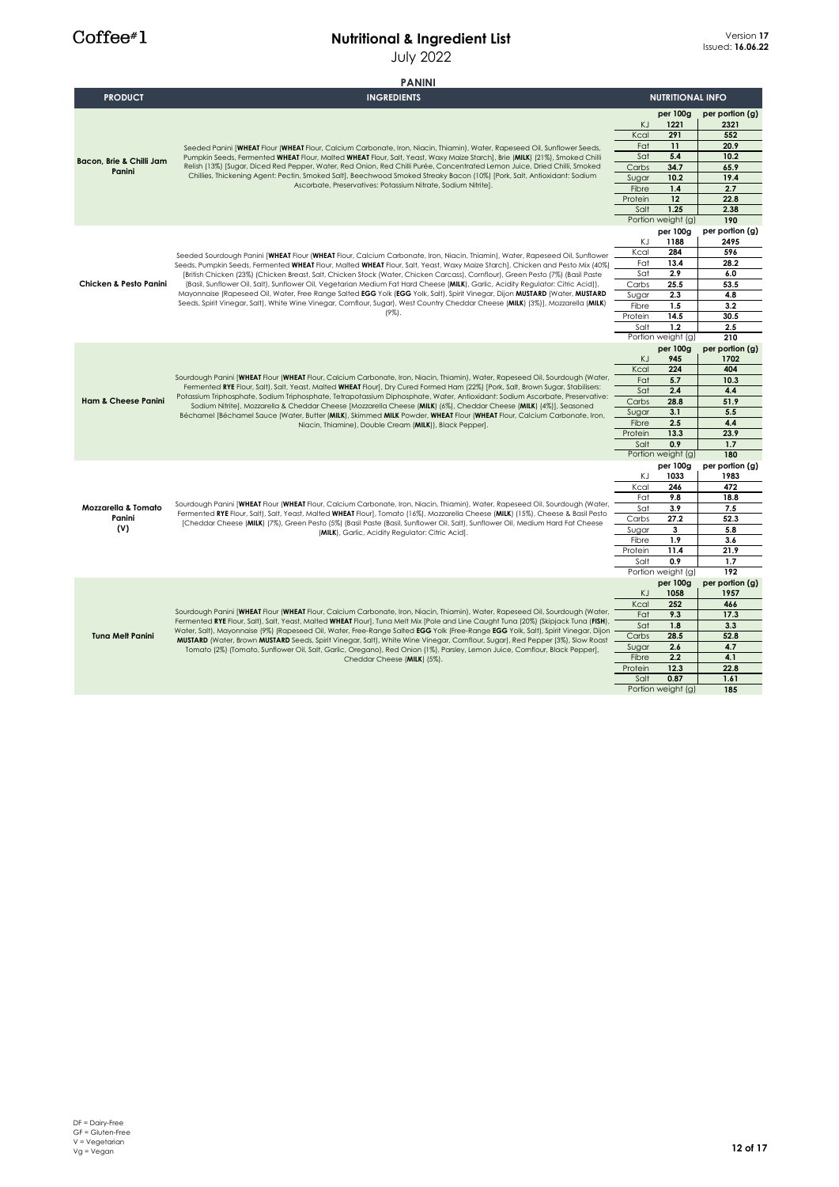# Nutritional & Ingredient List

July 2022

Version **17**
Issued: **16.06.22**

## PANINI

| PRODUCT | INGREDIENTS | NUTRITIONAL INFO | | |
|---|---|---|---|---|
| **Bacon, Brie & Chilli Jam Panini** | Seeded Panini [**WHEAT** Flour (**WHEAT** Flour, Calcium Carbonate, Iron, Niacin, Thiamin), Water, Rapeseed Oil, Sunflower Seeds, Pumpkin Seeds, Fermented **WHEAT** Flour, Malted **WHEAT** Flour, Salt, Yeast, Waxy Maize Starch], Brie (**MILK**) (21%), Smoked Chilli Relish (13%) [Sugar, Diced Red Pepper, Water, Red Onion, Red Chilli Purée, Concentrated Lemon Juice, Dried Chilli, Smoked Chillies, Thickening Agent: Pectin, Smoked Salt], Beechwood Smoked Streaky Bacon (10%) [Pork, Salt, Antioxidant: Sodium Ascorbate, Preservatives: Potassium Nitrate, Sodium Nitrite]. | | **per 100g** | **per portion (g)** |
| | | KJ | 1221 | 2321 |
| | | Kcal | 291 | 552 |
| | | Fat | 11 | 20.9 |
| | | Sat | 5.4 | 10.2 |
| | | Carbs | 34.7 | 65.9 |
| | | Sugar | 10.2 | 19.4 |
| | | Fibre | 1.4 | 2.7 |
| | | Protein | 12 | 22.8 |
| | | Salt | 1.25 | 2.38 |
| | | Portion weight (g) | | 190 |
| **Chicken & Pesto Panini** | Seeded Sourdough Panini [**WHEAT** Flour (**WHEAT** Flour, Calcium Carbonate, Iron, Niacin, Thiamin), Water, Rapeseed Oil, Sunflower Seeds, Pumpkin Seeds, Fermented **WHEAT** Flour, Malted **WHEAT** Flour, Salt, Yeast, Waxy Maize Starch], Chicken and Pesto Mix (40%) [British Chicken (23%) (Chicken Breast, Salt, Chicken Stock (Water, Chicken Carcass), Cornflour), Green Pesto (7%) (Basil Paste (Basil, Sunflower Oil, Salt), Sunflower Oil, Vegetarian Medium Fat Hard Cheese (**MILK**), Garlic, Acidity Regulator: Citric Acid)), Mayonnaise (Rapeseed Oil, Water, Free Range Salted **EGG** Yolk (**EGG** Yolk, Salt), Spirit Vinegar, Dijon **MUSTARD** (Water, **MUSTARD** Seeds, Spirit Vinegar, Salt), White Wine Vinegar, Cornflour, Sugar), West Country Cheddar Cheese (**MILK**) (3%)], Mozzarella (**MILK**) (9%). | | **per 100g** | **per portion (g)** |
| | | KJ | 1188 | 2495 |
| | | Kcal | 284 | 596 |
| | | Fat | 13.4 | 28.2 |
| | | Sat | 2.9 | 6.0 |
| | | Carbs | 25.5 | 53.5 |
| | | Sugar | 2.3 | 4.8 |
| | | Fibre | 1.5 | 3.2 |
| | | Protein | 14.5 | 30.5 |
| | | Salt | 1.2 | 2.5 |
| | | Portion weight (g) | | 210 |
| **Ham & Cheese Panini** | Sourdough Panini [**WHEAT** Flour (**WHEAT** Flour, Calcium Carbonate, Iron, Niacin, Thiamin), Water, Rapeseed Oil, Sourdough (Water, Fermented **RYE** Flour, Salt), Salt, Yeast, Malted **WHEAT** Flour], Dry Cured Formed Ham (22%) [Pork, Salt, Brown Sugar, Stabilisers: Potassium Triphosphate, Sodium Triphosphate, Tetrapotassium Diphosphate, Water, Antioxidant: Sodium Ascorbate, Preservative: Sodium Nitrite], Mozzarella & Cheddar Cheese [Mozzarella Cheese (**MILK**) (6%), Cheddar Cheese (**MILK**) (4%)], Seasoned Béchamel [Béchamel Sauce (Water, Butter (**MILK**), Skimmed **MILK** Powder, **WHEAT** Flour (**WHEAT** Flour, Calcium Carbonate, Iron, Niacin, Thiamine), Double Cream (**MILK**)), Black Pepper]. | | **per 100g** | **per portion (g)** |
| | | KJ | 945 | 1702 |
| | | Kcal | 224 | 404 |
| | | Fat | 5.7 | 10.3 |
| | | Sat | 2.4 | 4.4 |
| | | Carbs | 28.8 | 51.9 |
| | | Sugar | 3.1 | 5.5 |
| | | Fibre | 2.5 | 4.4 |
| | | Protein | 13.3 | 23.9 |
| | | Salt | 0.9 | 1.7 |
| | | Portion weight (g) | | 180 |
| **Mozzarella & Tomato Panini (V)** | Sourdough Panini [**WHEAT** Flour (**WHEAT** Flour, Calcium Carbonate, Iron, Niacin, Thiamin), Water, Rapeseed Oil, Sourdough (Water, Fermented **RYE** Flour, Salt), Salt, Yeast, Malted **WHEAT** Flour], Tomato (16%), Mozzarella Cheese (**MILK**) (15%), Cheese & Basil Pesto [Cheddar Cheese (**MILK**) (7%), Green Pesto (5%) (Basil Paste (Basil, Sunflower Oil, Salt), Sunflower Oil, Medium Hard Fat Cheese (**MILK**), Garlic, Acidity Regulator: Citric Acid]. | | **per 100g** | **per portion (g)** |
| | | KJ | 1033 | 1983 |
| | | Kcal | 246 | 472 |
| | | Fat | 9.8 | 18.8 |
| | | Sat | 3.9 | 7.5 |
| | | Carbs | 27.2 | 52.3 |
| | | Sugar | 3 | 5.8 |
| | | Fibre | 1.9 | 3.6 |
| | | Protein | 11.4 | 21.9 |
| | | Salt | 0.9 | 1.7 |
| | | Portion weight (g) | | 192 |
| **Tuna Melt Panini** | Sourdough Panini [**WHEAT** Flour (**WHEAT** Flour, Calcium Carbonate, Iron, Niacin, Thiamin), Water, Rapeseed Oil, Sourdough (Water, Fermented **RYE** Flour, Salt), Salt, Yeast, Malted **WHEAT** Flour], Tuna Melt Mix [Pole and Line Caught Tuna (20%) (Skipjack Tuna (**FISH**), Water, Salt), Mayonnaise (9%) (Rapeseed Oil, Water, Free-Range Salted **EGG** Yolk (Free-Range **EGG** Yolk, Salt), Spirit Vinegar, Dijon **MUSTARD** (Water, Brown **MUSTARD** Seeds, Spirit Vinegar, Salt), White Wine Vinegar, Cornflour, Sugar), Red Pepper (3%), Slow Roast Tomato (2%) (Tomato, Sunflower Oil, Salt, Garlic, Oregano), Red Onion (1%), Parsley, Lemon Juice, Cornflour, Black Pepper], Cheddar Cheese (**MILK**) (5%). | | **per 100g** | **per portion (g)** |
| | | KJ | 1058 | 1957 |
| | | Kcal | 252 | 466 |
| | | Fat | 9.3 | 17.3 |
| | | Sat | 1.8 | 3.3 |
| | | Carbs | 28.5 | 52.8 |
| | | Sugar | 2.6 | 4.7 |
| | | Fibre | 2.2 | 4.1 |
| | | Protein | 12.3 | 22.8 |
| | | Salt | 0.87 | 1.61 |
| | | Portion weight (g) | | 185 |

DF = Dairy-Free
GF = Gluten-Free
V = Vegetarian
Vg = Vegan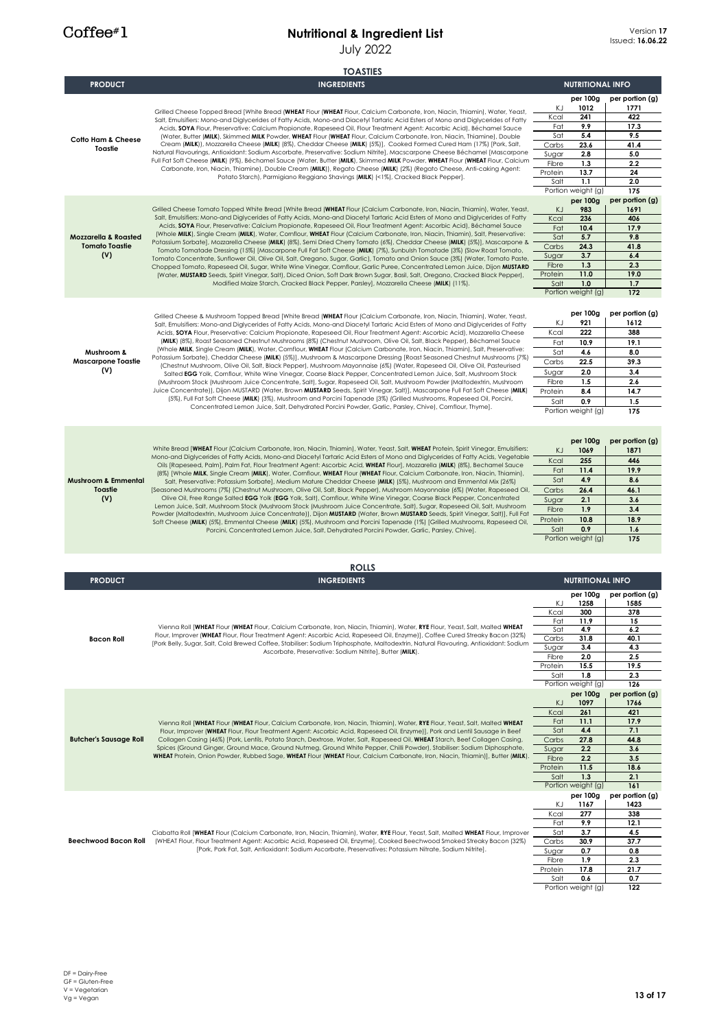Coffee#1

# Nutritional & Ingredient List

July 2022

Version **17**
Issued: **16.06.22**

## TOASTIES

| PRODUCT | INGREDIENTS | NUTRITIONAL INFO | per 100g | per portion (g) |
|---|---|---|---|---|
| **Cotto Ham & Cheese Toastie** | Grilled Cheese Topped Bread [White Bread (**WHEAT** Flour (**WHEAT** Flour, Calcium Carbonate, Iron, Niacin, Thiamin), Water, Yeast, Salt, Emulsifiers: Mono-and Diglycerides of Fatty Acids, Mono-and Diacetyl Tartaric Acid Esters of Mono and Diglycerides of Fatty Acids, **SOYA** Flour, Preservative: Calcium Propionate, Rapeseed Oil, Flour Treatment Agent: Ascorbic Acid), Béchamel Sauce (Water, Butter (**MILK**), Skimmed **MILK** Powder, **WHEAT** Flour (**WHEAT** Flour, Calcium Carbonate, Iron, Niacin, Thiamine), Double Cream (**MILK**)), Mozzarella Cheese (**MILK**) (8%), Cheddar Cheese (**MILK**) (5%)], Cooked Formed Cured Ham (17%) [Pork, Salt, Natural Flavourings, Antioxidant: Sodium Ascorbate, Preservative: Sodium Nitrite], Macscarpone Cheese Béchamel [Mascarpone Full Fat Soft Cheese (**MILK**) (9%), Béchamel Sauce (Water, Butter (**MILK**), Skimmed **MILK** Powder, **WHEAT** Flour (**WHEAT** Flour, Calcium Carbonate, Iron, Niacin, Thiamine), Double Cream (**MILK**)), Regato Cheese (**MILK**) (2%) (Regato Cheese, Anti-caking Agent: Potato Starch)], Parmigiano Reggiano Shavings (**MILK**) (<1%), Cracked Black Pepper]. | KJ | 1012 | 1771 |
| | | Kcal | 241 | 422 |
| | | Fat | 9.9 | 17.3 |
| | | Sat | 5.4 | 9.5 |
| | | Carbs | 23.6 | 41.4 |
| | | Sugar | 2.8 | 5.0 |
| | | Fibre | 1.3 | 2.2 |
| | | Protein | 13.7 | 24 |
| | | Salt | 1.1 | 2.0 |
| | | Portion weight (g) | | 175 |
| **Mozzarella & Roasted Tomato Toastie (V)** | Grilled Cheese Tomato Topped White Bread [White Bread (**WHEAT** Flour (Calcium Carbonate, Iron, Niacin, Thiamin), Water, Yeast, Salt, Emulsifiers: Mono-and Diglycerides of Fatty Acids, Mono-and Diacetyl Tartaric Acid Esters of Mono and Diglycerides of Fatty Acids, **SOYA** Flour, Preservative: Calcium Propionate, Rapeseed Oil, Flour Treatment Agent: Ascorbic Acid), Béchamel Sauce (Whole **MILK**, Single Cream (**MILK**), Water, Cornflour, **WHEAT** Flour (Calcium Carbonate, Iron, Niacin, Thiamin), Salt, Preservative: Potassium Sorbate), Mozzarella Cheese (**MILK**) (8%), Semi Dried Cherry Tomato (6%), Cheddar Cheese (**MILK**) (5%)], Mascarpone & Tomato Tomatade Dressing (15%) [Mascarpone Full Fat Soft Cheese (**MILK**) (7%), Sunblush Tomatade (3%) (Slow Roast Tomato, Tomato Concentrate, Sunflower Oil, Olive Oil, Salt, Oregano, Sugar, Garlic), Tomato and Onion Sauce (3%) (Water, Tomato Paste, Chopped Tomato, Rapeseed Oil, Sugar, White Wine Vinegar, Cornflour, Garlic Puree, Concentrated Lemon Juice, Dijon **MUSTARD** (Water, **MUSTARD** Seeds, Spirit Vinegar, Salt), Diced Onion, Soft Dark Brown Sugar, Basil, Salt, Oregano, Cracked Black Pepper), Modified Maize Starch, Cracked Black Pepper, Parsley], Mozzarella Cheese (**MILK**) (11%). | KJ | 983 | 1691 |
| | | Kcal | 236 | 406 |
| | | Fat | 10.4 | 17.9 |
| | | Sat | 5.7 | 9.8 |
| | | Carbs | 24.3 | 41.8 |
| | | Sugar | 3.7 | 6.4 |
| | | Fibre | 1.3 | 2.3 |
| | | Protein | 11.0 | 19.0 |
| | | Salt | 1.0 | 1.7 |
| | | Portion weight (g) | | 172 |
| **Mushroom & Mascarpone Toastie (V)** | Grilled Cheese & Mushroom Topped Bread [White Bread (**WHEAT** Flour (Calcium Carbonate, Iron, Niacin, Thiamin), Water, Yeast, Salt, Emulsifiers: Mono-and Diglycerides of Fatty Acids, Mono-and Diacetyl Tartaric Acid Esters of Mono and Diglycerides of Fatty Acids, **SOYA** Flour, Preservative: Calcium Propionate, Rapeseed Oil, Flour Treatment Agent: Ascorbic Acid), Mozzarella Cheese (**MILK**) (8%), Roast Seasoned Chestnut Mushrooms (8%) (Chestnut Mushroom, Olive Oil, Salt, Black Pepper), Béchamel Sauce (Whole **MILK**, Single Cream (**MILK**), Water, Cornflour, **WHEAT** Flour (Calcium Carbonate, Iron, Niacin, Thiamin), Salt, Preservative: Potassium Sorbate), Cheddar Cheese (**MILK**) (5%)], Mushroom & Mascarpone Dressing [Roast Seasoned Chestnut Mushrooms (7%) (Chestnut Mushroom, Olive Oil, Salt, Black Pepper), Mushroom Mayonnaise (6%) (Water, Rapeseed Oil, Olive Oil, Pasteurised Salted **EGG** Yolk, Cornflour, White Wine Vinegar, Coarse Black Pepper, Concentrated Lemon Juice, Salt, Mushroom Stock (Mushroom Stock (Mushroom Juice Concentrate, Salt), Sugar, Rapeseed Oil, Salt, Mushroom Powder (Maltodextrin, Mushroom Juice Concentrate)), Dijon MUSTARD (Water, Brown **MUSTARD** Seeds, Spirit Vinegar, Salt)), Mascarpone Full Fat Soft Cheese (**MILK**) (5%), Full Fat Soft Cheese (**MILK**) (3%), Mushroom and Porcini Tapenade (3%) (Grilled Mushrooms, Rapeseed Oil, Porcini, Concentrated Lemon Juice, Salt, Dehydrated Porcini Powder, Garlic, Parsley, Chive), Cornflour, Thyme]. | KJ | 921 | 1612 |
| | | Kcal | 222 | 388 |
| | | Fat | 10.9 | 19.1 |
| | | Sat | 4.6 | 8.0 |
| | | Carbs | 22.5 | 39.3 |
| | | Sugar | 2.0 | 3.4 |
| | | Fibre | 1.5 | 2.6 |
| | | Protein | 8.4 | 14.7 |
| | | Salt | 0.9 | 1.5 |
| | | Portion weight (g) | | 175 |
| **Mushroom & Emmental Toastie (V)** | White Bread [**WHEAT** Flour (Calcium Carbonate, Iron, Niacin, Thiamin), Water, Yeast, Salt, **WHEAT** Protein, Spirit Vinegar, Emulsifiers: Mono-and Diglycerides of Fatty Acids, Mono-and Diacetyl Tartaric Acid Esters of Mono and Diglycerides of Fatty Acids, Vegetable Oils (Rapeseed, Palm), Palm Fat, Flour Treatment Agent: Ascorbic Acid, **WHEAT** Flour], Mozzarella (**MILK**) (8%), Bechamel Sauce (8%) [Whole **MILK**, Single Cream (**MILK**), Water, Cornflour, **WHEAT** Flour (**WHEAT** Flour, Calcium Carbonate, Iron, Niacin, Thiamin), Salt, Preservative: Potassium Sorbate], Medium Mature Cheddar Cheese (**MILK**) (5%), Mushroom and Emmental Mix (26%) [Seasoned Mushrooms (7%) (Chestnut Mushroom, Olive Oil, Salt, Black Pepper), Mushroom Mayonnaise (6%) (Water, Rapeseed Oil, Olive Oil, Free Range Salted **EGG** Yolk (**EGG** Yolk, Salt), Cornflour, White Wine Vinegar, Coarse Black Pepper, Concentrated Lemon Juice, Salt, Mushroom Stock (Mushroom Stock (Mushroom Juice Concentrate, Salt), Sugar, Rapeseed Oil, Salt, Mushroom Powder (Maltodextrin, Mushroom Juice Concentrate)), Dijon **MUSTARD** (Water, Brown **MUSTARD** Seeds, Spirit Vinegar, Salt)), Full Fat Soft Cheese (**MILK**) (5%), Emmental Cheese (**MILK**) (5%), Mushroom and Porcini Tapenade (1%) (Grilled Mushrooms, Rapeseed Oil, Porcini, Concentrated Lemon Juice, Salt, Dehydrated Porcini Powder, Garlic, Parsley, Chive)]. | KJ | 1069 | 1871 |
| | | Kcal | 255 | 446 |
| | | Fat | 11.4 | 19.9 |
| | | Sat | 4.9 | 8.6 |
| | | Carbs | 26.4 | 46.1 |
| | | Sugar | 2.1 | 3.6 |
| | | Fibre | 1.9 | 3.4 |
| | | Protein | 10.8 | 18.9 |
| | | Salt | 0.9 | 1.6 |
| | | Portion weight (g) | | 175 |

## ROLLS

| PRODUCT | INGREDIENTS | NUTRITIONAL INFO | per 100g | per portion (g) |
|---|---|---|---|---|
| **Bacon Roll** | Vienna Roll [**WHEAT** Flour (**WHEAT** Flour, Calcium Carbonate, Iron, Niacin, Thiamin), Water, **RYE** Flour, Yeast, Salt, Malted **WHEAT** Flour, Improver (**WHEAT** Flour, Flour Treatment Agent: Ascorbic Acid, Rapeseed Oil, Enzyme)], Coffee Cured Streaky Bacon (32%) [Pork Belly, Sugar, Salt, Cold Brewed Coffee, Stabiliser: Sodium Triphosphate, Maltodextrin, Natural Flavouring, Antioxidant: Sodium Ascorbate, Preservative: Sodium Nitrite], Butter (**MILK**). | KJ | 1258 | 1585 |
| | | Kcal | 300 | 378 |
| | | Fat | 11.9 | 15 |
| | | Sat | 4.9 | 6.2 |
| | | Carbs | 31.8 | 40.1 |
| | | Sugar | 3.4 | 4.3 |
| | | Fibre | 2.0 | 2.5 |
| | | Protein | 15.5 | 19.5 |
| | | Salt | 1.8 | 2.3 |
| | | Portion weight (g) | | 126 |
| **Butcher's Sausage Roll** | Vienna Roll [**WHEAT** Flour (**WHEAT** Flour, Calcium Carbonate, Iron, Niacin, Thiamin), Water, **RYE** Flour, Yeast, Salt, Malted **WHEAT** Flour, Improver (**WHEAT** Flour, Flour Treatment Agent: Ascorbic Acid, Rapeseed Oil, Enzyme)], Pork and Lentil Sausage in Beef Collagen Casing (46%) [Pork, Lentils, Potato Starch, Dextrose, Water, Salt, Rapeseed Oil, **WHEAT** Starch, Beef Collagen Casing, Spices (Ground Ginger, Ground Mace, Ground Nutmeg, Ground White Pepper, Chilli Powder), Stabiliser: Sodium Diphosphate, **WHEAT** Protein, Onion Powder, Rubbed Sage, **WHEAT** Flour (**WHEAT** Flour, Calcium Carbonate, Iron, Niacin, Thiamin)], Butter (**MILK**). | KJ | 1097 | 1766 |
| | | Kcal | 261 | 421 |
| | | Fat | 11.1 | 17.9 |
| | | Sat | 4.4 | 7.1 |
| | | Carbs | 27.8 | 44.8 |
| | | Sugar | 2.2 | 3.6 |
| | | Fibre | 2.2 | 3.5 |
| | | Protein | 11.5 | 18.6 |
| | | Salt | 1.3 | 2.1 |
| | | Portion weight (g) | | 161 |
| **Beechwood Bacon Roll** | Ciabatta Roll [**WHEAT** Flour (Calcium Carbonate, Iron, Niacin, Thiamin), Water, **RYE** Flour, Yeast, Salt, Malted **WHEAT** Flour, Improver (WHEAT Flour, Flour Treatment Agent: Ascorbic Acid, Rapeseed Oil, Enzyme], Cooked Beechwood Smoked Streaky Bacon (32%) [Pork, Pork Fat, Salt, Antioxidant: Sodium Ascorbate, Preservatives: Potassium Nitrate, Sodium Nitrite]. | KJ | 1167 | 1423 |
| | | Kcal | 277 | 338 |
| | | Fat | 9.9 | 12.1 |
| | | Sat | 3.7 | 4.5 |
| | | Carbs | 30.9 | 37.7 |
| | | Sugar | 0.7 | 0.8 |
| | | Fibre | 1.9 | 2.3 |
| | | Protein | 17.8 | 21.7 |
| | | Salt | 0.6 | 0.7 |
| | | Portion weight (g) | | 122 |

DF = Dairy-Free
GF = Gluten-Free
V = Vegetarian
Vg = Vegan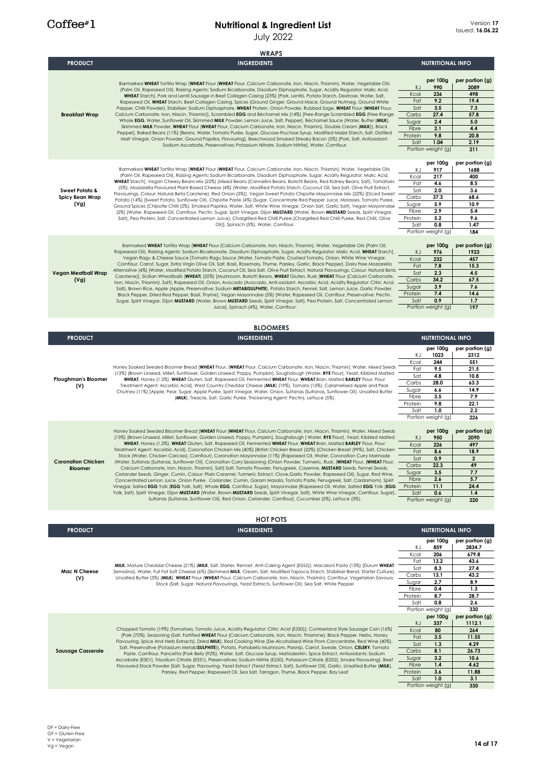Coffee#1

# Nutritional & Ingredient List

July 2022

Version **17**
Issued: **16.06.22**

## WRAPS

| PRODUCT | INGREDIENTS | NUTRITIONAL INFO | | |
|---|---|---|---|---|
| **Breakfast Wrap** | Barmarked **WHEAT** Tortilla Wrap [**WHEAT** Flour (**WHEAT** Flour, Calcium Carbonate, Iron, Niacin, Thiamin), Water, Vegetable Oils (Palm Oil, Rapeseed Oil), Raising Agents: Sodium Bicarbonate, Disodium Diphosphate, Sugar, Acidity Regulator: Malic Acid, **WHEAT** Starch], Pork and Lentil Sausage in Beef Collagen Casing (23%) [Pork, Lentils, Potato Starch, Dextrose, Water, Salt, Rapeseed Oil, **WHEAT** Starch, Beef Collagen Casing, Spices (Ground Ginger, Ground Mace, Ground Nutmeg, Ground White Pepper, Chilli Powder), Stabiliser: Sodium Diphosphate, **WHEAT** Protein, Onion Powder, Rubbed Sage, **WHEAT** Flour (**WHEAT** Flour, Calcium Carbonate, Iron, Niacin, Thiamin)], Scrambled **EGG** and Béchamel Mix (14%) [Free-Range Scrambled **EGG** (Free-Range Whole **EGG**, Water, Sunflower Oil, Skimmed **MILK** Powder, Lemon Juice, Salt, Pepper), Béchamel Sauce (Water, Butter (**MILK**), Skimmed **MILK** Powder, **WHEAT** Flour (**WHEAT** Flour, Calcium Carbonate, Iron, Niacin, Thiamin), Double Cream (**MILK**)), Black Pepper], Baked Beans (11%) [Beans, Water, Tomato Purée, Sugar, Glucose-Fructose Syrup, Modified Maize Starch, Salt, Distilled Malt Vinegar, Onion Powder, Ground Paprika, Flavouring], Beechwood Smoked Streaky Bacon (5%) [Pork, Salt, Antioxidant: Sodium Ascorbate, Preservatives: Potassium Nitrate, Sodium Nitrite], Water, Cornflour. | | **per 100g** | **per portion (g)** |
| | | KJ | **990** | **2089** |
| | | Kcal | **236** | **498** |
| | | Fat | **9.2** | **19.4** |
| | | Sat | **3.5** | **7.3** |
| | | Carbs | **27.4** | **57.8** |
| | | Sugar | **2.4** | **5.0** |
| | | Fibre | **2.1** | **4.4** |
| | | Protein | **9.8** | **20.8** |
| | | Salt | **1.04** | **2.19** |
| | | Portion weight (g) | | **211** |
| **Sweet Potato & Spicy Bean Wrap (Vg)** | Barmarked **WHEAT** Tortilla Wrap [**WHEAT** Flour (**WHEAT** Flour, Calcium Carbonate, Iron, Niacin, Thiamin), Water, Vegetable Oils (Palm Oil, Rapeseed Oil), Raising Agents: Sodium Bicarbonate, Disodium Diphosphate, Sugar, Acidity Regulator: Malic Acid, **WHEAT** Starch], Vegan Cheesy Beans Mix (22%) [Mixed Beans (Cannellini Beans, Borlotti Beans, Red Kidney Beans, Salt), Tomatoes (5%), Mozzarella Flavoured Plant Based Cheese (4%) (Water, Modified Potato Starch, Coconut Oil, Sea Salt, Olive Fruit Extract, Flavourings, Colour: Natural Beta Carotene), Red Onion (3%)], Vegan Sweet Potato Chipotle Mayonnaise Mix (22%) [Diced Sweet Potato (14%) (Sweet Potato, Sunflower Oil), Chipotle Paste (4%) (Sugar, Concentrate Red Pepper Juice, Molasses, Tomato Puree, Ground Spices (Chipotle Chilli (2%), Smoked Paprika, Water, Salt, White Wine Vinegar, Onion Salt, Garlic Salt), Vegan Mayonnaise (2%) (Water, Rapeseed Oil, Cornflour, Pectin, Sugar, Spirit Vinegar, Dijon **MUSTARD** (Water, Brown **MUSTARD** Seeds, Spirit Vinegar, Salt), Pea Protein, Salt, Concentrated Lemon Juice), Chargrilled Red Chilli Puree (Chargrilled Red Chilli Puree, Red Chilli, Olive Oil)], Spinach (5%), Water, Cornflour. | | **per 100g** | **per portion (g)** |
| | | KJ | **917** | **1688** |
| | | Kcal | **217** | **400** |
| | | Fat | **4.6** | **8.5** |
| | | Sat | **2.0** | **3.6** |
| | | Carbs | **37.3** | **68.6** |
| | | Sugar | **5.9** | **10.9** |
| | | Fibre | **2.9** | **5.4** |
| | | Protein | **5.2** | **9.6** |
| | | Salt | **0.8** | **1.47** |
| | | Portion weight (g) | | **184** |
| **Vegan Meatball Wrap (Vg)** | Barmarked **WHEAT** Tortilla Wrap [**WHEAT** Flour (Calcium Carbonate, Iron, Niacin, Thiamin), Water, Vegetable Oils (Palm Oil, Rapeseed Oil), Raising Agents: Sodium Bicarbonate, Disodium Diphosphate, Sugar, Acidity Regulator: Malic Acid, **WHEAT** Starch], Vegan Ragu & Cheese Sauce [Tomato Ragu Sauce (Water, Tomato Paste, Crushed Tomato, Onion, White Wine Vinegar, Cornflour, Carrot, Sugar, Extra Virgin Olive Oil, Salt, Basil, Rosemary, Thyme, Parsley, Garlic, Black Pepper), Dairy Free Mozzarella Alternative (4%) (Water, Modified Potato Starch, Coconut Oil, Sea Salt, Olive Fruit Extract, Natural Flavourings, Colour: Natural Beta Carotene)], Sicilian Wheatballs (**WHEAT**) (20%) [Mushroom, Borlotti Beans, **WHEAT** Gluten, Rusk (**WHEAT** Flour (Calcium Carbonate, Iron, Niacin, Thiamin), Salt), Rapeseed Oil, Onion, Avocado (Avocado, Anti-oxidant: Ascorbic Acid, Acidity Regulator: Citric Acid, Salt), Brown Rice, Apple (Apple, Preservative: Sodium **METABISULPHITE**), Potato Starch, Fennel, Salt, Lemon Juice, Garlic Powder, Black Pepper, Dried Red Pepper, Basil, Thyme], Vegan Mayonnaise (5%) [Water, Rapeseed Oil, Cornflour, Preservative: Pectin, Sugar, Spirit Vinegar, Dijon **MUSTARD** (Water, Brown **MUSTARD** Seeds, Spirit Vinegar, Salt), Pea Protein, Salt, Concentrated Lemon Juice], Spinach (4%), Water, Cornflour. | | **per 100g** | **per portion (g)** |
| | | KJ | **976** | **1923** |
| | | Kcal | **232** | **457** |
| | | Fat | **7.8** | **15.3** |
| | | Sat | **2.3** | **4.5** |
| | | Carbs | **34.2** | **67.5** |
| | | Sugar | **3.9** | **7.6** |
| | | Protein | **7.4** | **14.6** |
| | | Salt | **0.9** | **1.7** |
| | | Portion weight (g) | | **197** |

## BLOOMERS

| PRODUCT | INGREDIENTS | NUTRITIONAL INFO | | |
|---|---|---|---|---|
| **Ploughman's Bloomer (V)** | Honey Soaked Seeded Bloomer Bread [**WHEAT** Flour, (**WHEAT** Flour, Calcium Carbonate, Iron, Niacin, Thiamin), Water, Mixed Seeds (13%) (Brown Linseed, Millet, Sunflower, Golden Linseed, Poppy, Pumpkin), Soughdough (Water, **RYE** Flour), Yeast, Kibbled Malted **WHEAT**, Honey (1.3%), **WHEAT** Gluten, Salt, Rapeseed Oil, Fermented **WHEAT** Flour, **WHEAT** Bran, Malted **BARLEY** Flour, Flour Treatment Agent: Ascorbic Acid], West Country Cheddar Cheese (**MILK**) (19%), Tomato (15%), Caramelised Apple and Pear Chutney (11%) [Apple, Pear, Sugar, Apple Purée, Spirit Vinegar, Water, Onion, Sultanas (Sultanas, Sunflower Oil), Unsalted Butter (**MILK**), Treacle, Salt, Garlic Purée, Thickening Agent: Pectin], Lettuce (5%). | | **per 100g** | **per portion (g)** |
| | | KJ | **1023** | **2312** |
| | | Kcal | **244** | **551** |
| | | Fat | **9.5** | **21.5** |
| | | Sat | **4.8** | **10.8** |
| | | Carbs | **28.0** | **63.3** |
| | | Sugar | **6.6** | **14.9** |
| | | Fibre | **3.5** | **7.9** |
| | | Protein | **9.8** | **22.1** |
| | | Salt | **1.0** | **2.2** |
| | | Portion weight (g) | | **226** |
| **Coronation Chicken Bloomer** | Honey Soaked Seeded Bloomer Bread [**WHEAT** Flour (**WHEAT** Flour, Calcium Carbonate, Iron, Niacin, Thiamin), Water, Mixed Seeds (13%) (Brown Linseed, Millet, Sunflower, Golden Linseed, Poppy, Pumpkin), Soughdough ( Water, **RYE** Flour), Yeast, Kibbled Malted **WHEAT**, Honey (1.3%), **WHEAT** Gluten, Salt, Rapeseed Oil, Fermented **WHEAT** Flour, **WHEAT** Bran, Malted **BARLEY** Flour, Flour Treatment Agent: Ascorbic Acid), Coronation Chicken Mix (40%) [British Chicken Breast (22%) (Chicken Breast (99%), Salt, Chicken Stock (Water, Chicken Carcass), Cornflour), Coronation Mayonnaise (11%) (Rapeseed Oil, Water, Coronation Curry Marinade (Water, Sultanas (Sultanas, Sunflower Oil), Coronation Curry Seasoning (Onion Powder, Turmeric, Rusk, (**WHEAT** Flour, (**WHEAT** Flour, Calcium Carbonate, Iron, Niacin, Thiamin), Salt) Salt, Tomato Powder, Fenugreek, Cayenne, **MUSTARD** Seeds, Fennel Seeds, Coriander Seeds, Ginger, Cumin, Colour: Plain Caramel, Turmeric Extract, Clove,Garlic Powder, Rapeseed Oil), Sugar, Red Wine, Concentrated Lemon Juice, Onion Purée, Coriander, Cumin, Garam Masala, Tomato Paste, Fenugreek, Salt, Cardamom), Spirit Vinegar, Salted **EGG** Yolk (**EGG** Yolk, Salt), Whole **EGG**, Cornflour, Sugar), Mayonnaise (Rapeseed Oil, Water, Salted **EGG** Yolk (**EGG** Yolk, Salt), Spirit Vinegar, Dijon **MUSTARD** (Water, Brown **MUSTARD** Seeds, Spirit Vinegar, Salt), White Wine Vinegar, Cornflour, Sugar), Sultanas (Sultanas, Sunflower Oil), Red Onion, Coriander, Cornflour), Cucumber (5%), Lettuce (3%). | | **per 100g** | **per portion (g)** |
| | | KJ | **950** | **2090** |
| | | Kcal | **226** | **497** |
| | | Fat | **8.6** | **18.9** |
| | | Sat | **0.9** | **2** |
| | | Carbs | **22.3** | **49** |
| | | Sugar | **3.5** | **7.7** |
| | | Fibre | **2.6** | **5.7** |
| | | Protein | **11.1** | **24.4** |
| | | Salt | **0.6** | **1.4** |
| | | Portion weight (g) | | **220** |

## HOT POTS

| PRODUCT | INGREDIENTS | NUTRITIONAL INFO | | |
|---|---|---|---|---|
| **Mac N Cheese (V)** | **MILK**, Mature Cheddar Cheese (21%) (**MILK**, Salt, Starter, Rennet, Anti-Caking Agent (E552)), Macaroni Pasta (13%) (Durum **WHEAT** Semolina), Water, Full Fat Soft Cheese (6%) (Skimmed **MILK**, Cream, Salt, Modified Tapioca Starch, Stabiliser Blend, Starter Culture), Unsalted Butter (3%) (**MILK**), **WHEAT** Flour (**WHEAT** Flour, Calcium Carbonate, Iron, Niacin, Thaimin), Cornflour, Vegetarian Savoury Stock (Salt, Sugar, Natural Flavourings, Yeast Extracts, Sunflower Oil), Sea Salt, White Pepper | | **per 100g** | **per portion (g)** |
| | | KJ | **859** | **2834.7** |
| | | Kcal | **206** | **679.8** |
| | | Fat | **13.2** | **43.6** |
| | | Sat | **8.3** | **27.4** |
| | | Carbs | **13.1** | **43.2** |
| | | Sugar | **2.7** | **8.9** |
| | | Fibre | **0.4** | **1.3** |
| | | Protein | **8.7** | **28.7** |
| | | Salt | **0.8** | **2.6** |
| | | Portion weight (g) | | **330** |
| **Sausage Casserole** | Chopped Tomato (19%) (Tomatoes, Tomato Juice, Acidity Regulator: Citric Acid (E330)), Cumberland Style Sausage Coin (16%) (Pork (70%), Seasoning (Salt, Fortified **WHEAT** Flour (Calcium Carbonate, Iron, Niacin, Thiamine), Black Pepper, Herbs, Honey Flavouring, Spice And Herb Extracts), Dried **MILK**), Red Cooking Wine (De-Alcoholised Wine From Concentrate, Red Wine (40%), Salt, Preservative (Potassium Metabi**SULPHITE**)), Potato, Portobello Mushroom, Parsnip, Carrot, Swede, Onion, **CELERY**, Tomato Paste, Cornflour, Pancetta (Pork Belly (92%), Water, Salt, Glucose Syrup, Maltodextrin, Spice Extract, Antioxidants: Sodium Ascorbate (E301), Trisodium Citrate (E331), Preservatives: Sodium Nitrite (E250), Potassium Citrate (E252), Smoke Flavouring), Beef Flavoured Stock Powder (Salt, Sugar, Flavouring, Yeast Extract (Yeast Extract, Salt), Sunflower Oil), Garlic, Unsalted Butter (**MILK**), Parsley, Red Pepper, Rapeseed Oil, Sea Salt, Tarragon, Thyme, Black Pepper, Bay Leaf | | **per 100g** | **per portion (g)** |
| | | KJ | **337** | **1112.1** |
| | | Kcal | **80** | **264** |
| | | Fat | **3.5** | **11.55** |
| | | Sat | **1.3** | **4.29** |
| | | Carbs | **8.1** | **26.73** |
| | | Sugar | **3.2** | **10.6** |
| | | Fibre | **1.4** | **4.62** |
| | | Protein | **3.6** | **11.88** |
| | | Salt | **1.0** | **3.1** |
| | | Portion weight (g) | | **330** |

DF = Dairy-Free
GF = Gluten-Free
V = Vegetarian
Vg = Vegan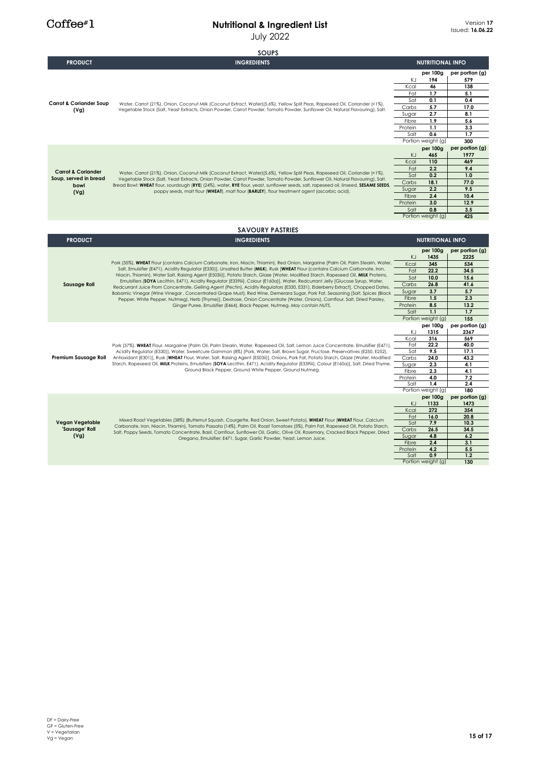# Nutritional & Ingredient List

July 2022

Version **17**
Issued: **16.06.22**

## SOUPS

| PRODUCT | INGREDIENTS | NUTRITIONAL INFO | per 100g | per portion (g) |
|---|---|---|---|---|
| **Carrot & Coriander Soup (Vg)** | Water, Carrot (21%), Onion, Coconut Milk (Coconut Extract, Water)(5.6%), Yellow Split Peas, Rapeseed Oil, Coriander (<1%), Vegetable Stock (Salt, Yeast Extracts, Onion Powder, Carrot Powder, Tomato Powder, Sunflower Oil, Natural Flavouring), Salt. | KJ | 194 | 579 |
| | | Kcal | 46 | 138 |
| | | Fat | 1.7 | 5.1 |
| | | Sat | 0.1 | 0.4 |
| | | Carbs | 5.7 | 17.0 |
| | | Sugar | 2.7 | 8.1 |
| | | Fibre | 1.9 | 5.6 |
| | | Protein | 1.1 | 3.3 |
| | | Salt | 0.6 | 1.7 |
| | | Portion weight (g) | | 300 |
| **Carrot & Coriander Soup, served in bread bowl (Vg)** | Water, Carrot (21%), Onion, Coconut Milk (Coconut Extract, Water)(5.6%), Yellow Split Peas, Rapeseed Oil, Coriander (<1%), Vegetable Stock (Salt, Yeast Extracts, Onion Powder, Carrot Powder, Tomato Powder, Sunflower Oil, Natural Flavouring), Salt. Bread Bowl: **WHEAT** flour, sourdough (**RYE**) (24%), water, **RYE** flour, yeast, sunflower seeds, salt, rapeseed oil, linseed, **SESAME SEEDS**, poppy seeds, malt flour (**WHEAT**), malt flour (**BARLEY**), flour treatment agent (ascorbic acid). | KJ | 465 | 1977 |
| | | Kcal | 110 | 469 |
| | | Fat | 2.2 | 9.4 |
| | | Sat | 0.2 | 1.0 |
| | | Carbs | 18.1 | 77.0 |
| | | Sugar | 2.2 | 9.5 |
| | | Fibre | 2.4 | 10.4 |
| | | Protein | 3.0 | 12.9 |
| | | Salt | 0.8 | 3.5 |
| | | Portion weight (g) | | 425 |

## SAVOURY PASTRIES

| PRODUCT | INGREDIENTS | NUTRITIONAL INFO | per 100g | per portion (g) |
|---|---|---|---|---|
| **Sausage Roll** | Pork (35%), **WHEAT** Flour (contains Calcium Carbonate, Iron, Niacin, Thiamin), Red Onion, Margarine [Palm Oil, Palm Stearin, Water, Salt, Emulsifier (E471), Acidity Regulator (E330)], Unsalted Butter (**MILK**), Rusk [**WHEAT** Flour (contains Calcium Carbonate, Iron, Niacin, Thiamin), Water Salt, Raising Agent (E503ii)], Potato Starch, Glaze [Water, Modified Starch, Rapeseed Oil, **MILK** Proteins, Emulsifiers (**SOYA** Lecithin, E471), Acidity Regulator (E339iii), Colour (E160a)], Water, Redcurrant Jelly [Glucose Syrup, Water, Redcurrant Juice From Concentrate, Gelling Agent (Pectin), Acidity Regulators (E330, E331), Elderberry Extract], Chopped Dates, Balsamic Vinegar (Wine Vinegar , Concentrated Grape Must), Red Wine, Demerara Sugar, Pork Fat, Seasoning [Salt, Spices (Black Pepper, White Pepper, Nutmeg), Herb (Thyme)], Dextrose, Onion Concentrate (Water, Onions), Cornflour, Salt, Dried Parsley, Ginger Puree, Emulsifier (E464), Black Pepper, Nutmeg. *May contain NUTS.* | KJ | 1435 | 2225 |
| | | Kcal | 345 | 534 |
| | | Fat | 22.2 | 34.5 |
| | | Sat | 10.0 | 15.6 |
| | | Carbs | 26.8 | 41.6 |
| | | Sugar | 3.7 | 5.7 |
| | | Fibre | 1.5 | 2.3 |
| | | Protein | 8.5 | 13.2 |
| | | Salt | 1.1 | 1.7 |
| | | Portion weight (g) | | 155 |
| **Premium Sausage Roll** | Pork (37%), **WHEAT** Flour, Margarine [Palm Oil, Palm Stearin, Water, Rapeseed Oil, Salt, Lemon Juice Concentrate, Emulsifier (E471), Acidity Regulator (E330)], Water, Sweetcure Gammon (8%) [Pork, Water, Salt, Brown Sugar, Fructose, Preservatives (E250, E252), Antioxidant (E301)], Rusk [**WHEAT** Flour, Water, Salt, Raising Agent (E503ii)], Onions, Pork Fat, Potato Starch, Glaze [Water, Modified Starch, Rapeseed Oil, **MILK** Proteins, Emulsifiers (**SOYA** Lecithin, E471), Acidity Regulator (E339iii), Colour (E160a)], Salt, Dried Thyme, Ground Black Pepper, Ground White Pepper, Ground Nutmeg. | KJ | 1315 | 2367 |
| | | Kcal | 316 | 569 |
| | | Fat | 22.2 | 40.0 |
| | | Sat | 9.5 | 17.1 |
| | | Carbs | 24.0 | 43.2 |
| | | Sugar | 2.3 | 4.1 |
| | | Fibre | 2.3 | 4.1 |
| | | Protein | 4.0 | 7.2 |
| | | Salt | 1.4 | 2.4 |
| | | Portion weight (g) | | 180 |
| **Vegan Vegetable 'Sausage' Roll (Vg)** | Mixed Roast Vegetables (38%) (Butternut Squash, Courgette, Red Onion, Sweet Potato), **WHEAT** Flour (**WHEAT** Flour, Calcium Carbonate, Iron, Niacin, Thiamin), Tomato Passata (14%), Palm Oil, Roast Tomatoes (5%), Palm Fat, Rapeseed Oil, Potato Starch, Salt, Poppy Seeds, Tomato Concentrate, Basil, Cornflour, Sunflower Oil, Garlic, Olive Oil, Rosemary, Cracked Black Pepper, Dried Oregano, Emulsifier: E471, Sugar, Garlic Powder, Yeast, Lemon Juice. | KJ | 1133 | 1473 |
| | | Kcal | 272 | 354 |
| | | Fat | 16.0 | 20.8 |
| | | Sat | 7.9 | 10.3 |
| | | Carbs | 26.5 | 34.5 |
| | | Sugar | 4.8 | 6.2 |
| | | Fibre | 2.4 | 3.1 |
| | | Protein | 4.2 | 5.5 |
| | | Salt | 0.9 | 1.2 |
| | | Portion weight (g) | | 130 |

DF = Dairy-Free
GF = Gluten-Free
V = Vegetarian
Vg = Vegan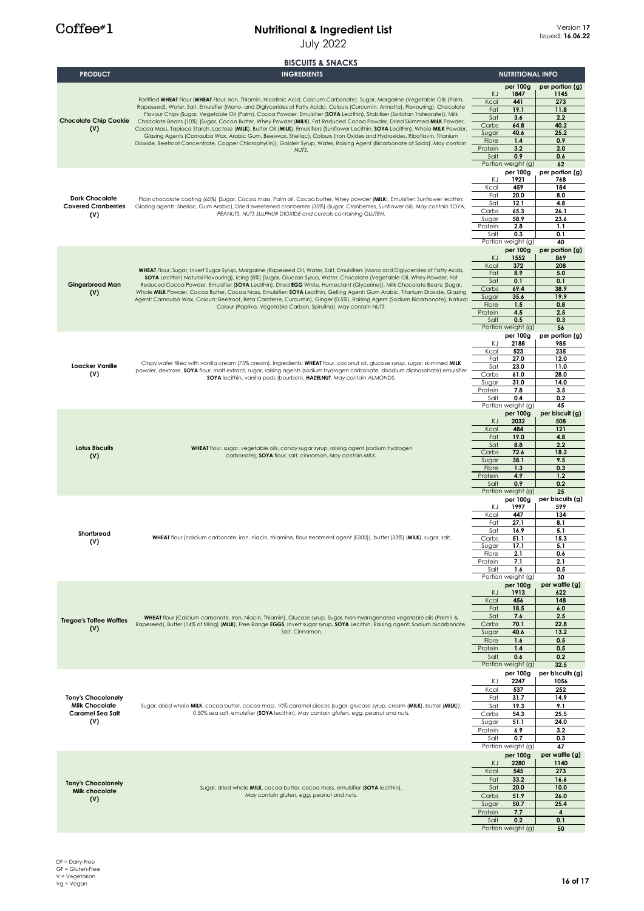Coffee#1

# Nutritional & Ingredient List

July 2022

Version **17**
Issued: **16.06.22**

## BISCUITS & SNACKS

| PRODUCT | INGREDIENTS | NUTRITIONAL INFO | | |
|---|---|---|---|---|
| **Chocolate Chip Cookie (V)** | Fortified **WHEAT** Flour (**WHEAT** Flour, Iron, Thiamin, Nicotinic Acid, Calcium Carbonate), Sugar, Margarine (Vegetable Oils (Palm, Rapeseed)), Water, Salt, Emulsifier (Mono- and Diglycerides of Fatty Acids), Colours (Curcumin, Annatto), Flavouring), Chocolate Flavour Chips (Sugar, Vegetable Oil (Palm), Cocoa Powder, Emulsifier (**SOYA** Lecithin), Stabiliser (Sorbitan Tristearate)), Milk Chocolate Beans (10%) (Sugar, Cocoa Butter, Whey Powder (**MILK**), Fat Reduced Cocoa Powder, Dried Skimmed **MILK** Powder, Cocoa Mass, Tapioca Starch, Lactose (**MILK**), Butter Oil (**MILK**), Emulsifiers (Sunflower Lecithin, **SOYA** Lecithin), Whole **MILK** Powder, Glazing Agents (Carnauba Wax, Arabic Gum, Beeswax, Shellac), Colours (Iron Oxides and Hydroxides, Riboflavin, Titanium Dioxide, Beetroot Concentrate, Copper Chlorophyllin)), Golden Syrup, Water, Raising Agent (Bicarbonate of Soda). *May contain NUTS.* | | per 100g | per portion (g) |
| | | KJ | 1847 | 1145 |
| | | Kcal | 441 | 273 |
| | | Fat | 19.1 | 11.8 |
| | | Sat | 3.6 | 2.2 |
| | | Carbs | 64.8 | 40.2 |
| | | Sugar | 40.6 | 25.2 |
| | | Fibre | 1.4 | 0.9 |
| | | Protein | 3.2 | 2.0 |
| | | Salt | 0.9 | 0.6 |
| | | Portion weight (g) | | 62 |
| **Dark Chocolate Covered Cranberries (V)** | Plain chocolate coating (65%) (Sugar, Cocoa mass, Palm oil, Cocoa butter, Whey powder (**MILK**), Emulsifier: Sunflower lecithin; Glazing agents: Shellac, Gum Arabic), Dried sweetened cranberries (35%) (Sugar, Cranberries, Sunflower oil). *May contain SOYA, PEANUTS, NUTS SULPHUR DIOXIDE and cereals containing GLUTEN.* | | per 100g | per portion (g) |
| | | KJ | 1921 | 768 |
| | | Kcal | 459 | 184 |
| | | Fat | 20.0 | 8.0 |
| | | Sat | 12.1 | 4.8 |
| | | Carbs | 65.3 | 26.1 |
| | | Sugar | 58.9 | 23.6 |
| | | Protein | 2.8 | 1.1 |
| | | Salt | 0.3 | 0.1 |
| | | Portion weight (g) | | 40 |
| **Gingerbread Man (V)** | **WHEAT** Flour, Sugar, Invert Sugar Syrup, Margarine (Rapeseed Oil, Water, Salt, Emulsifiers (Mono and Diglycerides of Fatty Acids, **SOYA** Lecithin) Natural Flavouring), Icing (8%) (Sugar, Glucose Syrup, Water, Chocolate (Vegetable Oil, Whey Powder, Fat Reduced Cocoa Powder, Emulsifier (**SOYA** Lecithin), Dried **EGG** White, Humectant (Glycerine)), Milk Chocolate Beans (Sugar, Whole **MILK** Powder, Cocoa Butter, Cocoa Mass, Emulsifier: **SOYA** Lecithin, Gelling Agent: Gum Arabic, Titanium Dioxide, Glazing Agent: Carnauba Wax, Colours: Beetroot, Beta Carotene, Curcumin), Ginger (0.5%), Raising Agent (Sodium Bicarbonate), Natural Colour (Paprika, Vegetable Carbon, Spirulina). *May contain NUTS.* | | per 100g | per portion (g) |
| | | KJ | 1552 | 869 |
| | | Kcal | 372 | 208 |
| | | Fat | 8.9 | 5.0 |
| | | Sat | 0.1 | 0.1 |
| | | Carbs | 69.4 | 38.9 |
| | | Sugar | 35.6 | 19.9 |
| | | Fibre | 1.5 | 0.8 |
| | | Protein | 4.5 | 2.5 |
| | | Salt | 0.5 | 0.3 |
| | | Portion weight (g) | | 56 |
| **Loacker Vanille (V)** | Crispy wafer filled with vanilla cream (75% cream). Ingredients: **WHEAT** flour, coconut oil, glucose syrup, sugar, skimmed **MILK** powder, dextrose, **SOYA** flour, malt extract, sugar, raising agents (sodium hydrogen carbonate, disodium diphosphate) emulsifier **SOYA** lecithin, vanilla pods (bourbon), **HAZELNUT**. *May contain ALMONDS.* | | per 100g | per portion (g) |
| | | KJ | 2188 | 985 |
| | | Kcal | 523 | 235 |
| | | Fat | 27.0 | 12.0 |
| | | Sat | 23.0 | 11.0 |
| | | Carbs | 61.0 | 28.0 |
| | | Sugar | 31.0 | 14.0 |
| | | Protein | 7.8 | 3.5 |
| | | Salt | 0.4 | 0.2 |
| | | Portion weight (g) | | 45 |
| **Lotus Biscuits (V)** | **WHEAT** flour, sugar, vegetable oils, candy sugar syrup, raising agent (sodium hydrogen carbonate), **SOYA** flour, salt, cinnamon. *May contain MILK.* | | per 100g | per biscuit (g) |
| | | KJ | 2032 | 508 |
| | | Kcal | 484 | 121 |
| | | Fat | 19.0 | 4.8 |
| | | Sat | 8.8 | 2.2 |
| | | Carbs | 72.6 | 18.2 |
| | | Sugar | 38.1 | 9.5 |
| | | Fibre | 1.3 | 0.3 |
| | | Protein | 4.9 | 1.2 |
| | | Salt | 0.9 | 0.2 |
| | | Portion weight (g) | | 25 |
| **Shortbread (V)** | **WHEAT** flour (calcium carbonate, iron, niacin, thiamine, flour treatment agent (E300)), butter (33%) (**MILK**), sugar, salt. | | per 100g | per biscuits (g) |
| | | KJ | 1997 | 599 |
| | | Kcal | 447 | 134 |
| | | Fat | 27.1 | 8.1 |
| | | Sat | 16.9 | 5.1 |
| | | Carbs | 51.1 | 15.3 |
| | | Sugar | 17.1 | 5.1 |
| | | Fibre | 2.1 | 0.6 |
| | | Protein | 7.1 | 2.1 |
| | | Salt | 1.6 | 0.5 |
| | | Portion weight (g) | | 30 |
| **Tregoe's Toffee Waffles (V)** | **WHEAT** flour (Calcium carbonate, Iron, Niacin, Thiamin), Glucose syrup, Sugar, Non-hydrogenated vegetable oils (Palm1 & Rapeseed), Butter (14% of filling) (**MILK**), Free Range **EGGS**, Invert sugar syrup, **SOYA** Lecithin, Raising agent: Sodium bicarbonate, Salt, Cinnamon. | | per 100g | per waffle (g) |
| | | KJ | 1913 | 622 |
| | | Kcal | 456 | 148 |
| | | Fat | 18.5 | 6.0 |
| | | Sat | 7.6 | 2.5 |
| | | Carbs | 70.1 | 22.8 |
| | | Sugar | 40.6 | 13.2 |
| | | Fibre | 1.6 | 0.5 |
| | | Protein | 1.4 | 0.5 |
| | | Salt | 0.6 | 0.2 |
| | | Portion weight (g) | | 32.5 |
| **Tony's Chocolonely Milk Chocolate Caramel Sea Salt (V)** | Sugar, dried whole **MILK**, cocoa butter, cocoa mass, 10% caramel pieces (sugar, glucose syrup, cream (**MILK**), butter (**MILK**)), 0.50% sea salt, emulsifier (**SOYA** lecithin). *May contain gluten, egg, peanut and nuts.* | | per 100g | per biscuits (g) |
| | | KJ | 2247 | 1056 |
| | | Kcal | 537 | 252 |
| | | Fat | 31.7 | 14.9 |
| | | Sat | 19.3 | 9.1 |
| | | Carbs | 54.3 | 25.5 |
| | | Sugar | 51.1 | 24.0 |
| | | Protein | 6.9 | 3.2 |
| | | Salt | 0.7 | 0.3 |
| | | Portion weight (g) | | 47 |
| **Tony's Chocolonely Milk chocolate (V)** | Sugar, dried whole **MILK**, cocoa butter, cocoa mass, emulsifier (**SOYA** lecithin). *May contain gluten, egg, peanut and nuts.* | | per 100g | per waffle (g) |
| | | KJ | 2280 | 1140 |
| | | Kcal | 545 | 273 |
| | | Fat | 33.2 | 16.6 |
| | | Sat | 20.0 | 10.0 |
| | | Carbs | 51.9 | 26.0 |
| | | Sugar | 50.7 | 25.4 |
| | | Protein | 7.7 | 4 |
| | | Salt | 0.2 | 0.1 |
| | | Portion weight (g) | | 50 |

DF = Dairy-Free
GF = Gluten-Free
V = Vegetarian
Vg = Vegan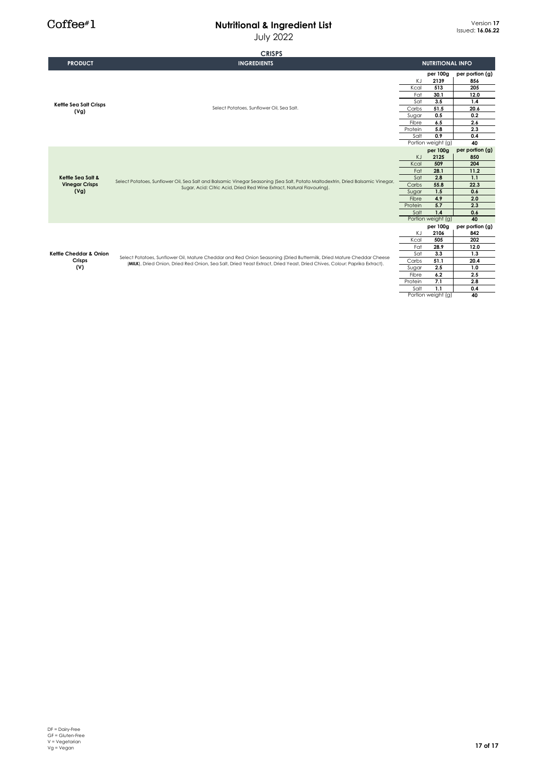Coffee#1

# Nutritional & Ingredient List

July 2022

Version **17**
Issued: **16.06.22**

## CRISPS

| PRODUCT | INGREDIENTS | NUTRITIONAL INFO | per 100g | per portion (g) |
|---|---|---|---|---|
| **Kettle Sea Salt Crisps (Vg)** | Select Potatoes, Sunflower Oil, Sea Salt. | KJ | 2139 | 856 |
| | | Kcal | 513 | 205 |
| | | Fat | 30.1 | 12.0 |
| | | Sat | 3.5 | 1.4 |
| | | Carbs | 51.5 | 20.6 |
| | | Sugar | 0.5 | 0.2 |
| | | Fibre | 6.5 | 2.6 |
| | | Protein | 5.8 | 2.3 |
| | | Salt | 0.9 | 0.4 |
| | | Portion weight (g) | | 40 |
| **Kettle Sea Salt & Vinegar Crisps (Vg)** | Select Potatoes, Sunflower Oil, Sea Salt and Balsamic Vinegar Seasoning (Sea Salt, Potato Maltodextrin, Dried Balsamic Vinegar, Sugar, Acid: Citric Acid, Dried Red Wine Extract, Natural Flavouring). | KJ | 2125 | 850 |
| | | Kcal | 509 | 204 |
| | | Fat | 28.1 | 11.2 |
| | | Sat | 2.8 | 1.1 |
| | | Carbs | 55.8 | 22.3 |
| | | Sugar | 1.5 | 0.6 |
| | | Fibre | 4.9 | 2.0 |
| | | Protein | 5.7 | 2.3 |
| | | Salt | 1.4 | 0.6 |
| | | Portion weight (g) | | 40 |
| **Kettle Cheddar & Onion Crisps (V)** | Select Potatoes, Sunflower Oil, Mature Cheddar and Red Onion Seasoning (Dried Buttermilk, Dried Mature Cheddar Cheese (**MILK**), Dried Onion, Dried Red Onion, Sea Salt, Dried Yeast Extract, Dried Yeast, Dried Chives, Colour: Paprika Extract). | KJ | 2106 | 842 |
| | | Kcal | 505 | 202 |
| | | Fat | 28.9 | 12.0 |
| | | Sat | 3.3 | 1.3 |
| | | Carbs | 51.1 | 20.4 |
| | | Sugar | 2.5 | 1.0 |
| | | Fibre | 6.2 | 2.5 |
| | | Protein | 7.1 | 2.8 |
| | | Salt | 1.1 | 0.4 |
| | | Portion weight (g) | | 40 |

DF = Dairy-Free
GF = Gluten-Free
V = Vegetarian
Vg = Vegan